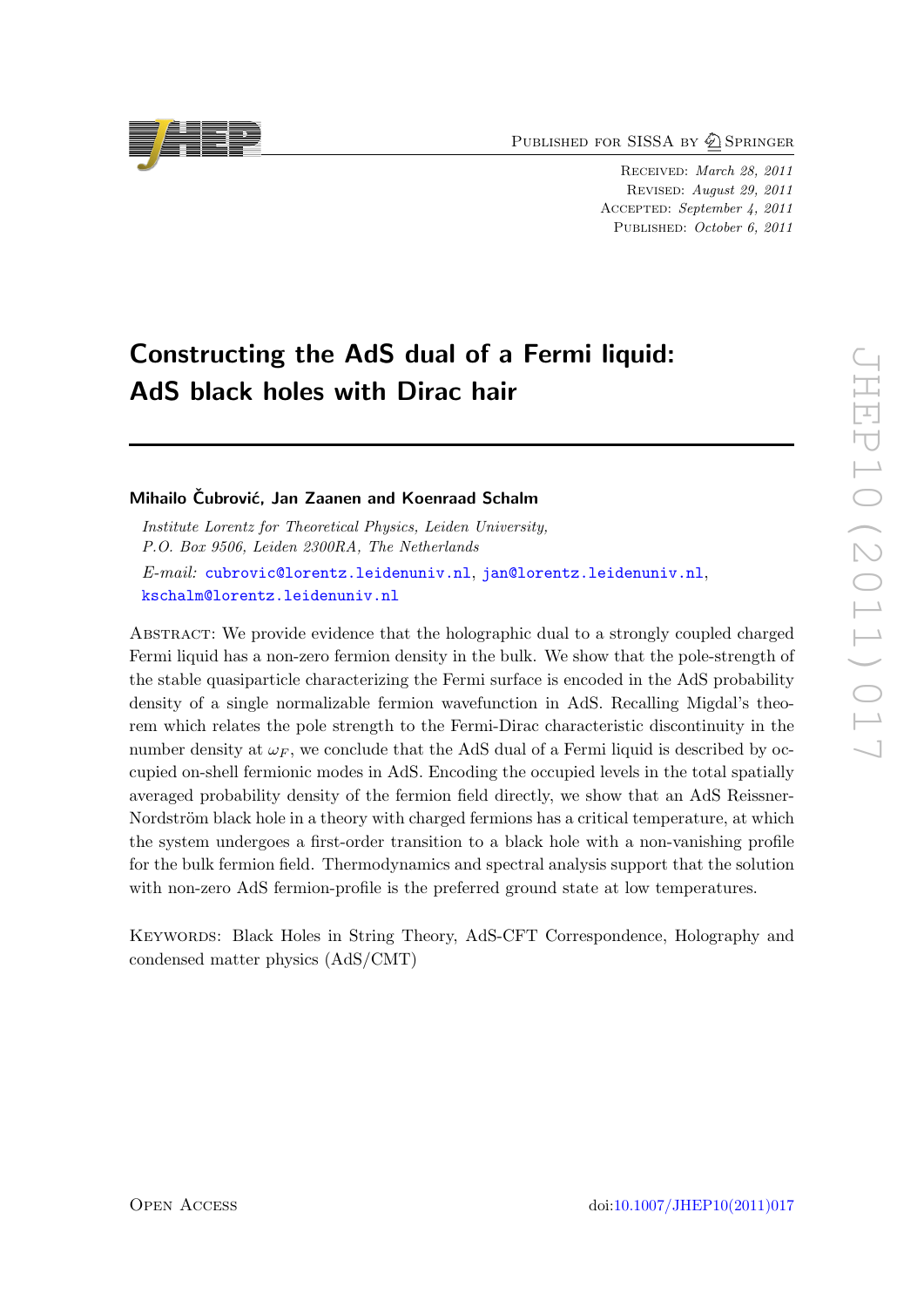Published for SISSA by Springer

Received: *March 28, 2011*
Revised: *August 29, 2011*
Accepted: *September 4, 2011*
Published: *October 6, 2011*

# Constructing the AdS dual of a Fermi liquid: AdS black holes with Dirac hair

**Mihailo Čubrović, Jan Zaanen and Koenraad Schalm**

*Institute Lorentz for Theoretical Physics, Leiden University,*
*P.O. Box 9506, Leiden 2300RA, The Netherlands*

*E-mail:* cubrovic@lorentz.leidenuniv.nl, jan@lorentz.leidenuniv.nl, kschalm@lorentz.leidenuniv.nl

Abstract: We provide evidence that the holographic dual to a strongly coupled charged Fermi liquid has a non-zero fermion density in the bulk. We show that the pole-strength of the stable quasiparticle characterizing the Fermi surface is encoded in the AdS probability density of a single normalizable fermion wavefunction in AdS. Recalling Migdal's theorem which relates the pole strength to the Fermi-Dirac characteristic discontinuity in the number density at $\omega_F$, we conclude that the AdS dual of a Fermi liquid is described by occupied on-shell fermionic modes in AdS. Encoding the occupied levels in the total spatially averaged probability density of the fermion field directly, we show that an AdS Reissner-Nordström black hole in a theory with charged fermions has a critical temperature, at which the system undergoes a first-order transition to a black hole with a non-vanishing profile for the bulk fermion field. Thermodynamics and spectral analysis support that the solution with non-zero AdS fermion-profile is the preferred ground state at low temperatures.

Keywords: Black Holes in String Theory, AdS-CFT Correspondence, Holography and condensed matter physics (AdS/CMT)

Open Access doi:10.1007/JHEP10(2011)017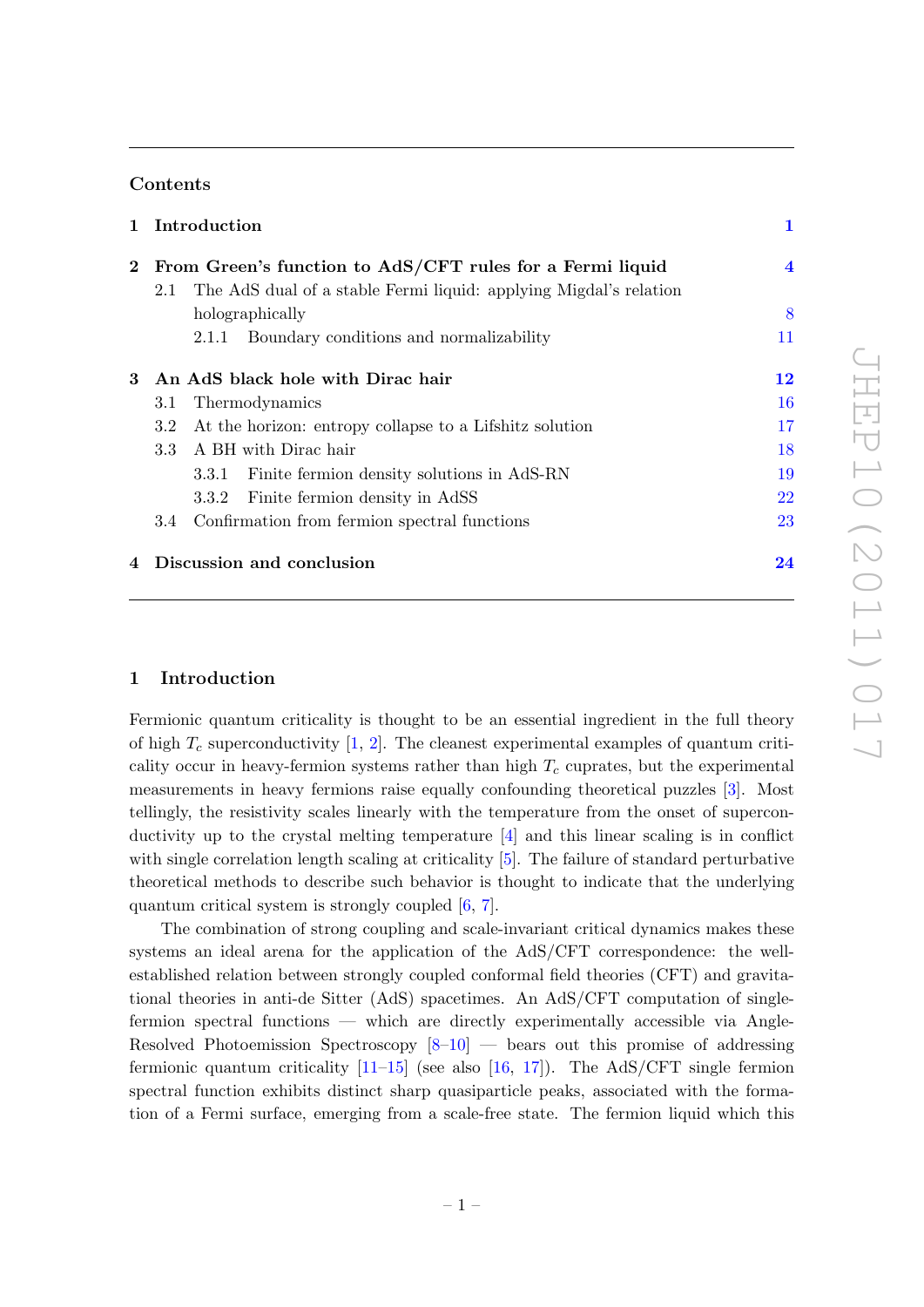## Contents

| | | |
|---|---|---|
| **1** | **Introduction** | **1** |
| **2** | **From Green's function to AdS/CFT rules for a Fermi liquid** | **4** |
| | 2.1 The AdS dual of a stable Fermi liquid: applying Migdal's relation holographically | 8 |
| | 2.1.1 Boundary conditions and normalizability | 11 |
| **3** | **An AdS black hole with Dirac hair** | **12** |
| | 3.1 Thermodynamics | 16 |
| | 3.2 At the horizon: entropy collapse to a Lifshitz solution | 17 |
| | 3.3 A BH with Dirac hair | 18 |
| | 3.3.1 Finite fermion density solutions in AdS-RN | 19 |
| | 3.3.2 Finite fermion density in AdSS | 22 |
| | 3.4 Confirmation from fermion spectral functions | 23 |
| **4** | **Discussion and conclusion** | **24** |

## 1 Introduction

Fermionic quantum criticality is thought to be an essential ingredient in the full theory of high $T_c$ superconductivity [1, 2]. The cleanest experimental examples of quantum criticality occur in heavy-fermion systems rather than high $T_c$ cuprates, but the experimental measurements in heavy fermions raise equally confounding theoretical puzzles [3]. Most tellingly, the resistivity scales linearly with the temperature from the onset of superconductivity up to the crystal melting temperature [4] and this linear scaling is in conflict with single correlation length scaling at criticality [5]. The failure of standard perturbative theoretical methods to describe such behavior is thought to indicate that the underlying quantum critical system is strongly coupled [6, 7].

The combination of strong coupling and scale-invariant critical dynamics makes these systems an ideal arena for the application of the AdS/CFT correspondence: the well-established relation between strongly coupled conformal field theories (CFT) and gravitational theories in anti-de Sitter (AdS) spacetimes. An AdS/CFT computation of single-fermion spectral functions — which are directly experimentally accessible via Angle-Resolved Photoemission Spectroscopy [8–10] — bears out this promise of addressing fermionic quantum criticality [11–15] (see also [16, 17]). The AdS/CFT single fermion spectral function exhibits distinct sharp quasiparticle peaks, associated with the formation of a Fermi surface, emerging from a scale-free state. The fermion liquid which this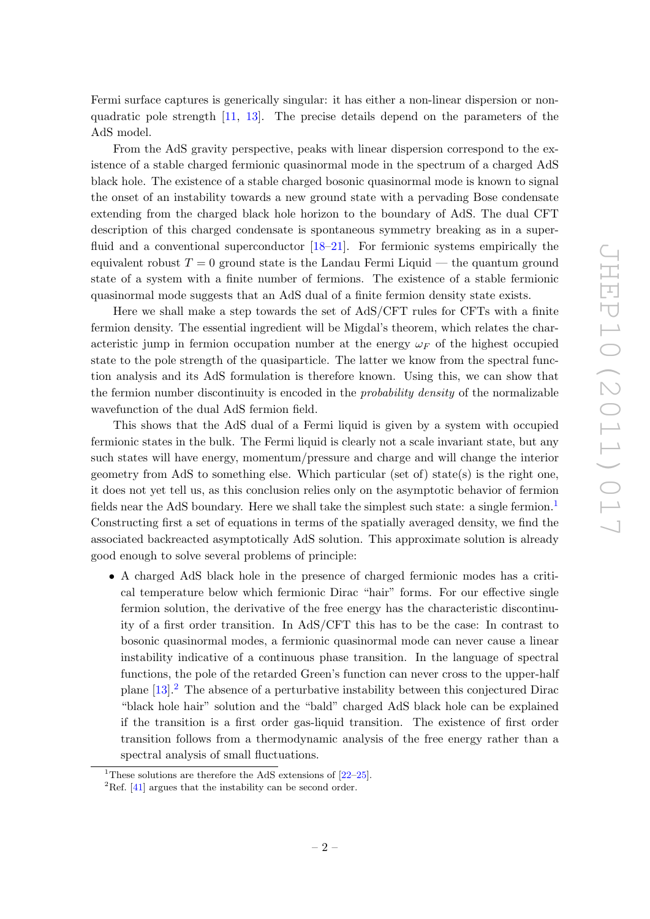Fermi surface captures is generically singular: it has either a non-linear dispersion or non-quadratic pole strength [11, 13]. The precise details depend on the parameters of the AdS model.

From the AdS gravity perspective, peaks with linear dispersion correspond to the existence of a stable charged fermionic quasinormal mode in the spectrum of a charged AdS black hole. The existence of a stable charged bosonic quasinormal mode is known to signal the onset of an instability towards a new ground state with a pervading Bose condensate extending from the charged black hole horizon to the boundary of AdS. The dual CFT description of this charged condensate is spontaneous symmetry breaking as in a superfluid and a conventional superconductor [18–21]. For fermionic systems empirically the equivalent robust $T = 0$ ground state is the Landau Fermi Liquid — the quantum ground state of a system with a finite number of fermions. The existence of a stable fermionic quasinormal mode suggests that an AdS dual of a finite fermion density state exists.

Here we shall make a step towards the set of AdS/CFT rules for CFTs with a finite fermion density. The essential ingredient will be Migdal's theorem, which relates the characteristic jump in fermion occupation number at the energy $\omega_F$ of the highest occupied state to the pole strength of the quasiparticle. The latter we know from the spectral function analysis and its AdS formulation is therefore known. Using this, we can show that the fermion number discontinuity is encoded in the *probability density* of the normalizable wavefunction of the dual AdS fermion field.

This shows that the AdS dual of a Fermi liquid is given by a system with occupied fermionic states in the bulk. The Fermi liquid is clearly not a scale invariant state, but any such states will have energy, momentum/pressure and charge and will change the interior geometry from AdS to something else. Which particular (set of) state(s) is the right one, it does not yet tell us, as this conclusion relies only on the asymptotic behavior of fermion fields near the AdS boundary. Here we shall take the simplest such state: a single fermion.[1] Constructing first a set of equations in terms of the spatially averaged density, we find the associated backreacted asymptotically AdS solution. This approximate solution is already good enough to solve several problems of principle:

- A charged AdS black hole in the presence of charged fermionic modes has a critical temperature below which fermionic Dirac "hair" forms. For our effective single fermion solution, the derivative of the free energy has the characteristic discontinuity of a first order transition. In AdS/CFT this has to be the case: In contrast to bosonic quasinormal modes, a fermionic quasinormal mode can never cause a linear instability indicative of a continuous phase transition. In the language of spectral functions, the pole of the retarded Green's function can never cross to the upper-half plane [13].[2] The absence of a perturbative instability between this conjectured Dirac "black hole hair" solution and the "bald" charged AdS black hole can be explained if the transition is a first order gas-liquid transition. The existence of first order transition follows from a thermodynamic analysis of the free energy rather than a spectral analysis of small fluctuations.

---

[1] These solutions are therefore the AdS extensions of [22–25].

[2] Ref. [41] argues that the instability can be second order.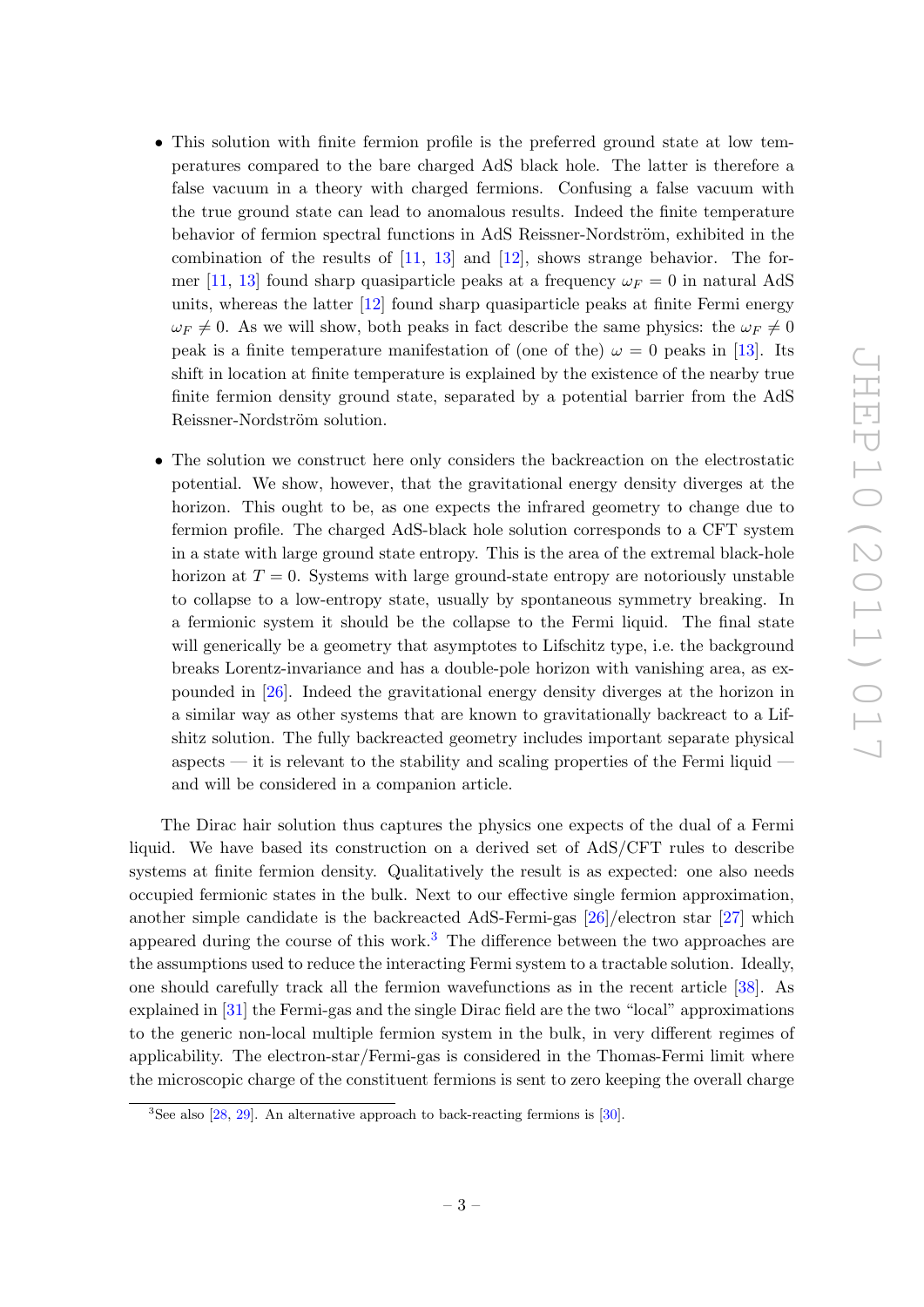- This solution with finite fermion profile is the preferred ground state at low temperatures compared to the bare charged AdS black hole. The latter is therefore a false vacuum in a theory with charged fermions. Confusing a false vacuum with the true ground state can lead to anomalous results. Indeed the finite temperature behavior of fermion spectral functions in AdS Reissner-Nordström, exhibited in the combination of the results of [11, 13] and [12], shows strange behavior. The former [11, 13] found sharp quasiparticle peaks at a frequency $\omega_F = 0$ in natural AdS units, whereas the latter [12] found sharp quasiparticle peaks at finite Fermi energy $\omega_F \neq 0$. As we will show, both peaks in fact describe the same physics: the $\omega_F \neq 0$ peak is a finite temperature manifestation of (one of the) $\omega = 0$ peaks in [13]. Its shift in location at finite temperature is explained by the existence of the nearby true finite fermion density ground state, separated by a potential barrier from the AdS Reissner-Nordström solution.

- The solution we construct here only considers the backreaction on the electrostatic potential. We show, however, that the gravitational energy density diverges at the horizon. This ought to be, as one expects the infrared geometry to change due to fermion profile. The charged AdS-black hole solution corresponds to a CFT system in a state with large ground state entropy. This is the area of the extremal black-hole horizon at $T = 0$. Systems with large ground-state entropy are notoriously unstable to collapse to a low-entropy state, usually by spontaneous symmetry breaking. In a fermionic system it should be the collapse to the Fermi liquid. The final state will generically be a geometry that asymptotes to Lifschitz type, i.e. the background breaks Lorentz-invariance and has a double-pole horizon with vanishing area, as expounded in [26]. Indeed the gravitational energy density diverges at the horizon in a similar way as other systems that are known to gravitationally backreact to a Lifshitz solution. The fully backreacted geometry includes important separate physical aspects — it is relevant to the stability and scaling properties of the Fermi liquid — and will be considered in a companion article.

The Dirac hair solution thus captures the physics one expects of the dual of a Fermi liquid. We have based its construction on a derived set of AdS/CFT rules to describe systems at finite fermion density. Qualitatively the result is as expected: one also needs occupied fermionic states in the bulk. Next to our effective single fermion approximation, another simple candidate is the backreacted AdS-Fermi-gas [26]/electron star [27] which appeared during the course of this work.[3] The difference between the two approaches are the assumptions used to reduce the interacting Fermi system to a tractable solution. Ideally, one should carefully track all the fermion wavefunctions as in the recent article [38]. As explained in [31] the Fermi-gas and the single Dirac field are the two "local" approximations to the generic non-local multiple fermion system in the bulk, in very different regimes of applicability. The electron-star/Fermi-gas is considered in the Thomas-Fermi limit where the microscopic charge of the constituent fermions is sent to zero keeping the overall charge

[3] See also [28, 29]. An alternative approach to back-reacting fermions is [30].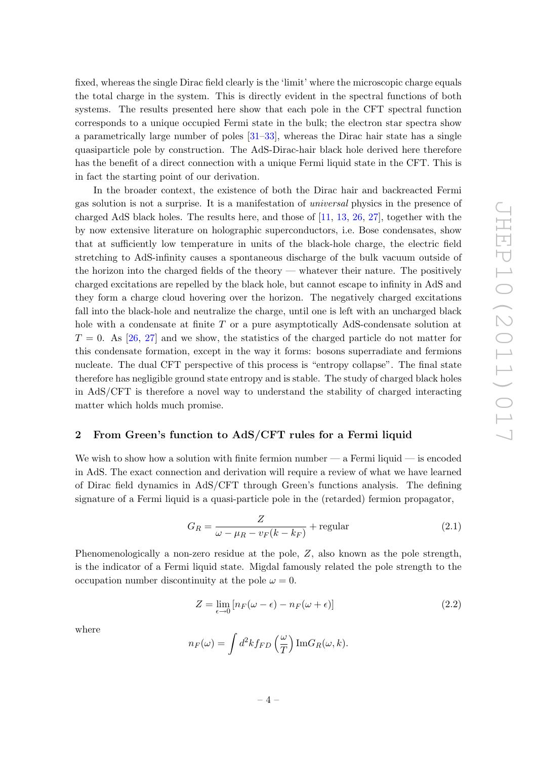fixed, whereas the single Dirac field clearly is the 'limit' where the microscopic charge equals the total charge in the system. This is directly evident in the spectral functions of both systems. The results presented here show that each pole in the CFT spectral function corresponds to a unique occupied Fermi state in the bulk; the electron star spectra show a parametrically large number of poles [31–33], whereas the Dirac hair state has a single quasiparticle pole by construction. The AdS-Dirac-hair black hole derived here therefore has the benefit of a direct connection with a unique Fermi liquid state in the CFT. This is in fact the starting point of our derivation.

In the broader context, the existence of both the Dirac hair and backreacted Fermi gas solution is not a surprise. It is a manifestation of *universal* physics in the presence of charged AdS black holes. The results here, and those of [11, 13, 26, 27], together with the by now extensive literature on holographic superconductors, i.e. Bose condensates, show that at sufficiently low temperature in units of the black-hole charge, the electric field stretching to AdS-infinity causes a spontaneous discharge of the bulk vacuum outside of the horizon into the charged fields of the theory — whatever their nature. The positively charged excitations are repelled by the black hole, but cannot escape to infinity in AdS and they form a charge cloud hovering over the horizon. The negatively charged excitations fall into the black-hole and neutralize the charge, until one is left with an uncharged black hole with a condensate at finite $T$ or a pure asymptotically AdS-condensate solution at $T = 0$. As [26, 27] and we show, the statistics of the charged particle do not matter for this condensate formation, except in the way it forms: bosons superradiate and fermions nucleate. The dual CFT perspective of this process is "entropy collapse". The final state therefore has negligible ground state entropy and is stable. The study of charged black holes in AdS/CFT is therefore a novel way to understand the stability of charged interacting matter which holds much promise.

## 2 From Green's function to AdS/CFT rules for a Fermi liquid

We wish to show how a solution with finite fermion number — a Fermi liquid — is encoded in AdS. The exact connection and derivation will require a review of what we have learned of Dirac field dynamics in AdS/CFT through Green's functions analysis. The defining signature of a Fermi liquid is a quasi-particle pole in the (retarded) fermion propagator,

$$G_R = \frac{Z}{\omega - \mu_R - v_F(k - k_F)} + \text{regular} \tag{2.1}$$

Phenomenologically a non-zero residue at the pole, $Z$, also known as the pole strength, is the indicator of a Fermi liquid state. Migdal famously related the pole strength to the occupation number discontinuity at the pole $\omega = 0$.

$$Z = \lim_{\epsilon \to 0} \left[ n_F(\omega - \epsilon) - n_F(\omega + \epsilon) \right] \tag{2.2}$$

where

$$n_F(\omega) = \int d^2k f_{FD}\left(\frac{\omega}{T}\right) \text{Im}G_R(\omega, k).$$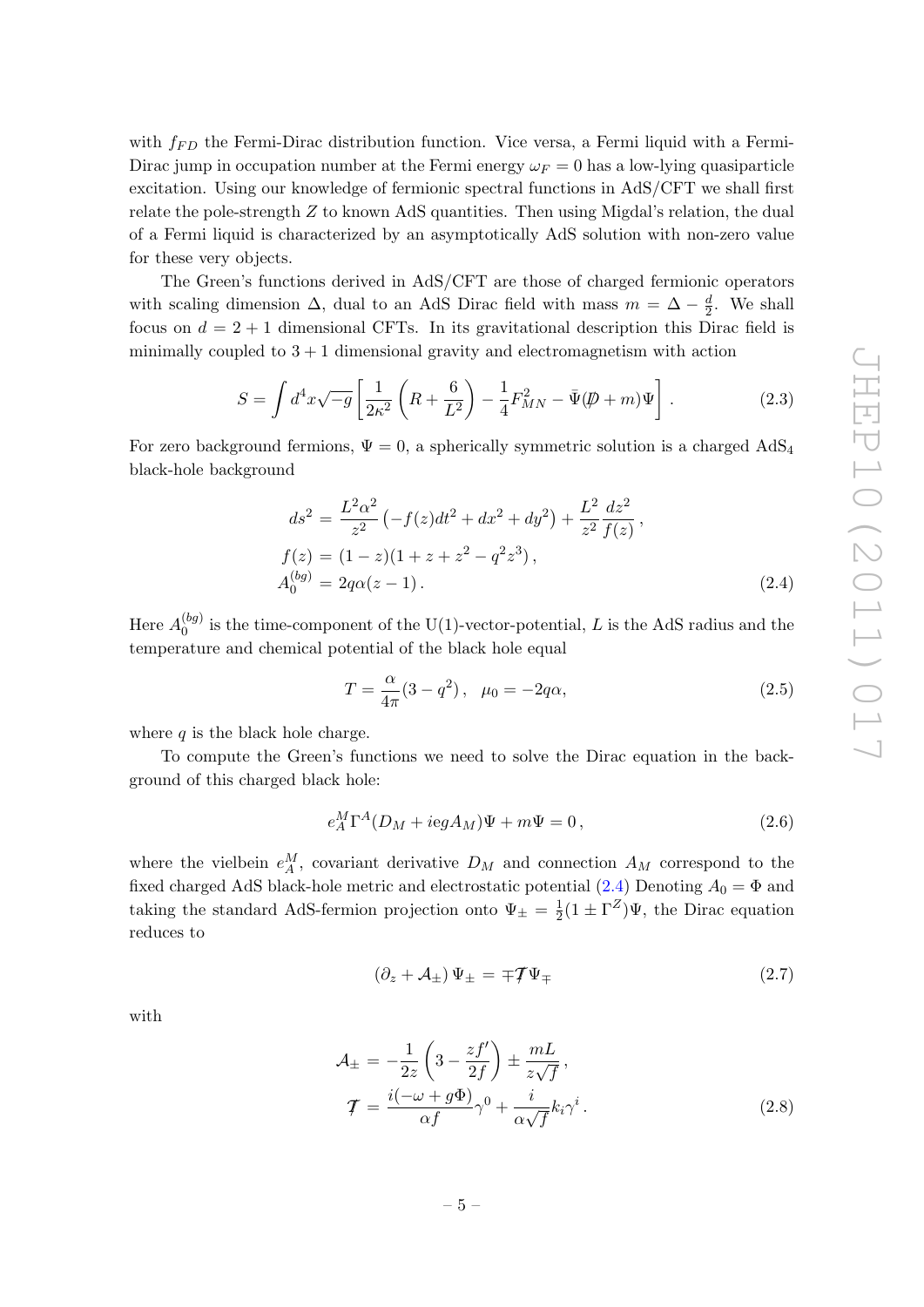with $f_{FD}$ the Fermi-Dirac distribution function. Vice versa, a Fermi liquid with a Fermi-Dirac jump in occupation number at the Fermi energy $\omega_F = 0$ has a low-lying quasiparticle excitation. Using our knowledge of fermionic spectral functions in AdS/CFT we shall first relate the pole-strength $Z$ to known AdS quantities. Then using Migdal's relation, the dual of a Fermi liquid is characterized by an asymptotically AdS solution with non-zero value for these very objects.

The Green's functions derived in AdS/CFT are those of charged fermionic operators with scaling dimension $\Delta$, dual to an AdS Dirac field with mass $m = \Delta - \frac{d}{2}$. We shall focus on $d = 2 + 1$ dimensional CFTs. In its gravitational description this Dirac field is minimally coupled to $3 + 1$ dimensional gravity and electromagnetism with action

$$S = \int d^4x\sqrt{-g}\left[\frac{1}{2\kappa^2}\left(R + \frac{6}{L^2}\right) - \frac{1}{4}F_{MN}^2 - \bar{\Psi}(\not{D} + m)\Psi\right]. \tag{2.3}$$

For zero background fermions, $\Psi = 0$, a spherically symmetric solution is a charged $\mathrm{AdS}_4$ black-hole background

$$\begin{aligned} ds^2 &= \frac{L^2\alpha^2}{z^2}\left(-f(z)dt^2 + dx^2 + dy^2\right) + \frac{L^2}{z^2}\frac{dz^2}{f(z)}\,, \\ f(z) &= (1 - z)(1 + z + z^2 - q^2z^3)\,, \\ A_0^{(bg)} &= 2q\alpha(z - 1)\,. \end{aligned} \tag{2.4}$$

Here $A_0^{(bg)}$ is the time-component of the U(1)-vector-potential, $L$ is the AdS radius and the temperature and chemical potential of the black hole equal

$$T = \frac{\alpha}{4\pi}(3 - q^2)\,, \quad \mu_0 = -2q\alpha, \tag{2.5}$$

where $q$ is the black hole charge.

To compute the Green's functions we need to solve the Dirac equation in the background of this charged black hole:

$$e_A^M\Gamma^A(D_M + iegA_M)\Psi + m\Psi = 0\,, \tag{2.6}$$

where the vielbein $e_A^M$, covariant derivative $D_M$ and connection $A_M$ correspond to the fixed charged AdS black-hole metric and electrostatic potential (2.4) Denoting $A_0 = \Phi$ and taking the standard AdS-fermion projection onto $\Psi_\pm = \frac{1}{2}(1 \pm \Gamma^Z)\Psi$, the Dirac equation reduces to

$$\left(\partial_z + \mathcal{A}_\pm\right)\Psi_\pm = \mp\not{\mathcal{T}}\Psi_\mp \tag{2.7}$$

with

$$\begin{aligned} \mathcal{A}_\pm &= -\frac{1}{2z}\left(3 - \frac{zf'}{2f}\right) \pm \frac{mL}{z\sqrt{f}}\,, \\ \not{\mathcal{T}} &= \frac{i(-\omega + g\Phi)}{\alpha f}\gamma^0 + \frac{i}{\alpha\sqrt{f}}k_i\gamma^i\,. \end{aligned} \tag{2.8}$$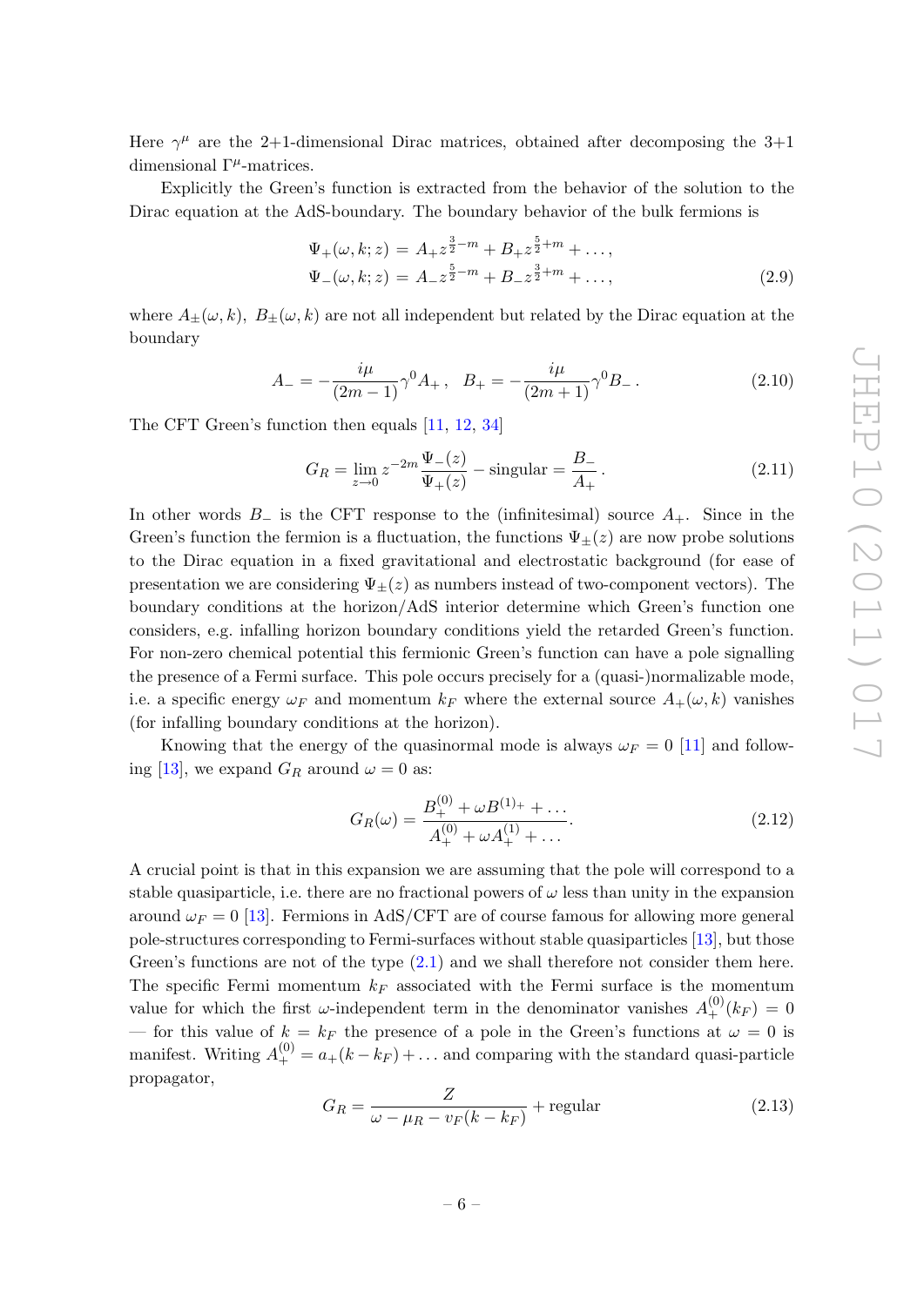Here $\gamma^\mu$ are the 2+1-dimensional Dirac matrices, obtained after decomposing the 3+1 dimensional $\Gamma^\mu$-matrices.

Explicitly the Green's function is extracted from the behavior of the solution to the Dirac equation at the AdS-boundary. The boundary behavior of the bulk fermions is

$$
\begin{aligned}
\Psi_+(\omega, k; z) &= A_+ z^{\frac{3}{2}-m} + B_+ z^{\frac{5}{2}+m} + \dots, \\
\Psi_-(\omega, k; z) &= A_- z^{\frac{5}{2}-m} + B_- z^{\frac{3}{2}+m} + \dots,
\end{aligned}
\tag{2.9}
$$

where $A_\pm(\omega, k)$, $B_\pm(\omega, k)$ are not all independent but related by the Dirac equation at the boundary

$$
A_- = -\frac{i\mu}{(2m-1)}\gamma^0 A_+ , \quad B_+ = -\frac{i\mu}{(2m+1)}\gamma^0 B_- . \tag{2.10}
$$

The CFT Green's function then equals [11, 12, 34]

$$
G_R = \lim_{z \to 0} z^{-2m} \frac{\Psi_-(z)}{\Psi_+(z)} - \text{singular} = \frac{B_-}{A_+} . \tag{2.11}
$$

In other words $B_-$ is the CFT response to the (infinitesimal) source $A_+$. Since in the Green's function the fermion is a fluctuation, the functions $\Psi_\pm(z)$ are now probe solutions to the Dirac equation in a fixed gravitational and electrostatic background (for ease of presentation we are considering $\Psi_\pm(z)$ as numbers instead of two-component vectors). The boundary conditions at the horizon/AdS interior determine which Green's function one considers, e.g. infalling horizon boundary conditions yield the retarded Green's function. For non-zero chemical potential this fermionic Green's function can have a pole signalling the presence of a Fermi surface. This pole occurs precisely for a (quasi-)normalizable mode, i.e. a specific energy $\omega_F$ and momentum $k_F$ where the external source $A_+(\omega, k)$ vanishes (for infalling boundary conditions at the horizon).

Knowing that the energy of the quasinormal mode is always $\omega_F = 0$ [11] and following [13], we expand $G_R$ around $\omega = 0$ as:

$$
G_R(\omega) = \frac{B_+^{(0)} + \omega B^{(1)+} + \dots}{A_+^{(0)} + \omega A_+^{(1)} + \dots} . \tag{2.12}
$$

A crucial point is that in this expansion we are assuming that the pole will correspond to a stable quasiparticle, i.e. there are no fractional powers of $\omega$ less than unity in the expansion around $\omega_F = 0$ [13]. Fermions in AdS/CFT are of course famous for allowing more general pole-structures corresponding to Fermi-surfaces without stable quasiparticles [13], but those Green's functions are not of the type (2.1) and we shall therefore not consider them here. The specific Fermi momentum $k_F$ associated with the Fermi surface is the momentum value for which the first $\omega$-independent term in the denominator vanishes $A_+^{(0)}(k_F) = 0$ — for this value of $k = k_F$ the presence of a pole in the Green's functions at $\omega = 0$ is manifest. Writing $A_+^{(0)} = a_+(k - k_F) + \dots$ and comparing with the standard quasi-particle propagator,

$$
G_R = \frac{Z}{\omega - \mu_R - v_F(k - k_F)} + \text{regular} \tag{2.13}
$$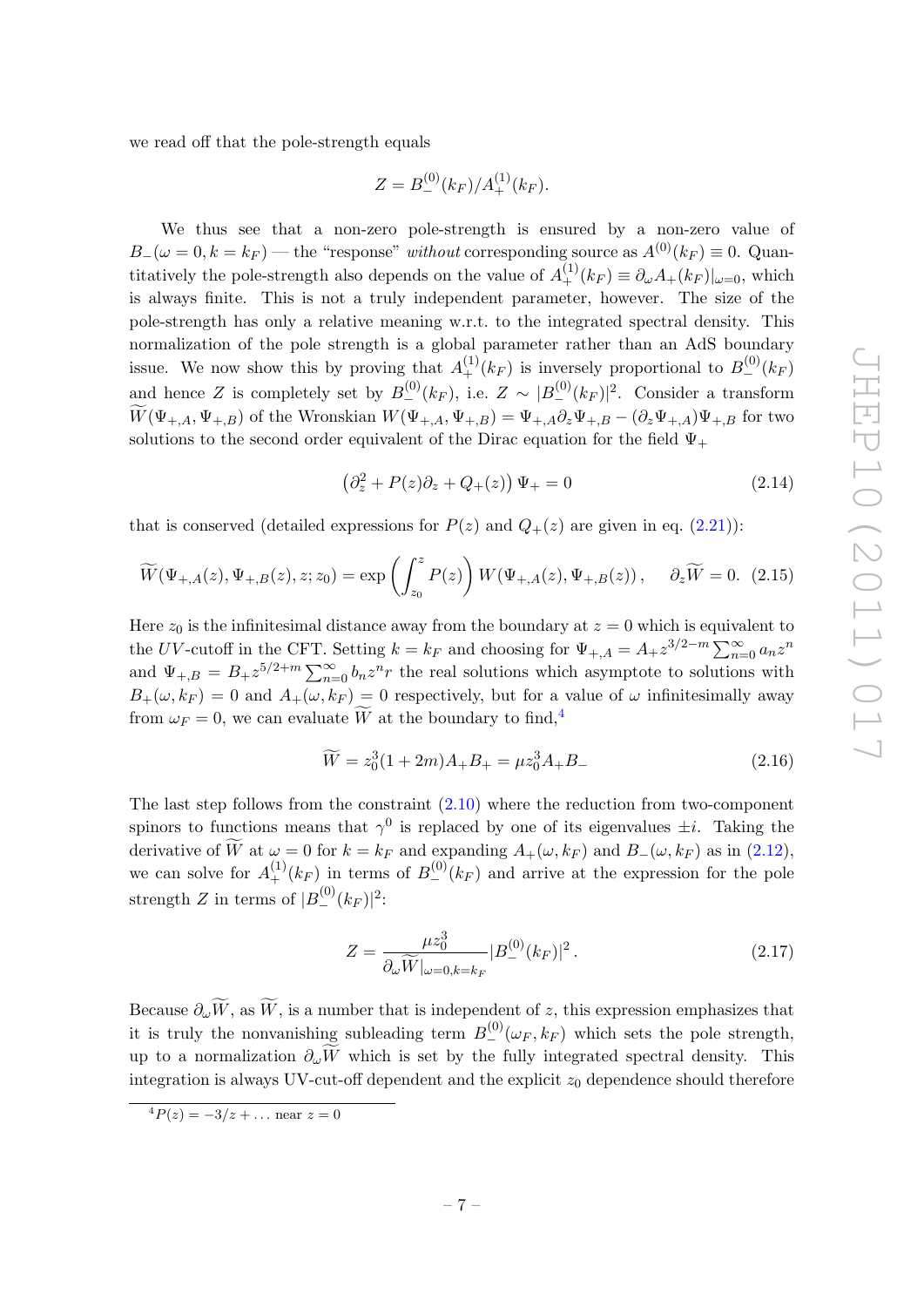we read off that the pole-strength equals

$$Z = B_{-}^{(0)}(k_F)/A_{+}^{(1)}(k_F).$$

We thus see that a non-zero pole-strength is ensured by a non-zero value of $B_{-}(\omega = 0, k = k_F)$ — the "response" *without* corresponding source as $A^{(0)}(k_F) \equiv 0$. Quantitatively the pole-strength also depends on the value of $A_{+}^{(1)}(k_F) \equiv \partial_\omega A_{+}(k_F)|_{\omega=0}$, which is always finite. This is not a truly independent parameter, however. The size of the pole-strength has only a relative meaning w.r.t. to the integrated spectral density. This normalization of the pole strength is a global parameter rather than an AdS boundary issue. We now show this by proving that $A_{+}^{(1)}(k_F)$ is inversely proportional to $B_{-}^{(0)}(k_F)$ and hence $Z$ is completely set by $B_{-}^{(0)}(k_F)$, i.e. $Z \sim |B_{-}^{(0)}(k_F)|^2$. Consider a transform $\widetilde{W}(\Psi_{+,A}, \Psi_{+,B})$ of the Wronskian $W(\Psi_{+,A}, \Psi_{+,B}) = \Psi_{+,A}\partial_z \Psi_{+,B} - (\partial_z \Psi_{+,A})\Psi_{+,B}$ for two solutions to the second order equivalent of the Dirac equation for the field $\Psi_+$

$$\left(\partial_z^2 + P(z)\partial_z + Q_{+}(z)\right)\Psi_{+} = 0 \tag{2.14}$$

that is conserved (detailed expressions for $P(z)$ and $Q_{+}(z)$ are given in eq. (2.21)):

$$\widetilde{W}(\Psi_{+,A}(z), \Psi_{+,B}(z), z; z_0) = \exp\left(\int_{z_0}^{z} P(z)\right) W(\Psi_{+,A}(z), \Psi_{+,B}(z)), \quad \partial_z \widetilde{W} = 0. \tag{2.15}$$

Here $z_0$ is the infinitesimal distance away from the boundary at $z = 0$ which is equivalent to the $UV$-cutoff in the CFT. Setting $k = k_F$ and choosing for $\Psi_{+,A} = A_{+}z^{3/2-m}\sum_{n=0}^{\infty} a_n z^n$ and $\Psi_{+,B} = B_{+}z^{5/2+m}\sum_{n=0}^{\infty} b_n z^n r$ the real solutions which asymptote to solutions with $B_{+}(\omega, k_F) = 0$ and $A_{+}(\omega, k_F) = 0$ respectively, but for a value of $\omega$ infinitesimally away from $\omega_F = 0$, we can evaluate $\widetilde{W}$ at the boundary to find,[4]

$$\widetilde{W} = z_0^3(1 + 2m)A_{+}B_{+} = \mu z_0^3 A_{+}B_{-} \tag{2.16}$$

The last step follows from the constraint (2.10) where the reduction from two-component spinors to functions means that $\gamma^0$ is replaced by one of its eigenvalues $\pm i$. Taking the derivative of $\widetilde{W}$ at $\omega = 0$ for $k = k_F$ and expanding $A_{+}(\omega, k_F)$ and $B_{-}(\omega, k_F)$ as in (2.12), we can solve for $A_{+}^{(1)}(k_F)$ in terms of $B_{-}^{(0)}(k_F)$ and arrive at the expression for the pole strength $Z$ in terms of $|B_{-}^{(0)}(k_F)|^2$:

$$Z = \frac{\mu z_0^3}{\partial_\omega \widetilde{W}|_{\omega=0,k=k_F}} |B_{-}^{(0)}(k_F)|^2 . \tag{2.17}$$

Because $\partial_\omega \widetilde{W}$, as $\widetilde{W}$, is a number that is independent of $z$, this expression emphasizes that it is truly the nonvanishing subleading term $B_{-}^{(0)}(\omega_F, k_F)$ which sets the pole strength, up to a normalization $\partial_\omega \widetilde{W}$ which is set by the fully integrated spectral density. This integration is always UV-cut-off dependent and the explicit $z_0$ dependence should therefore

[4] $P(z) = -3/z + \ldots$ near $z = 0$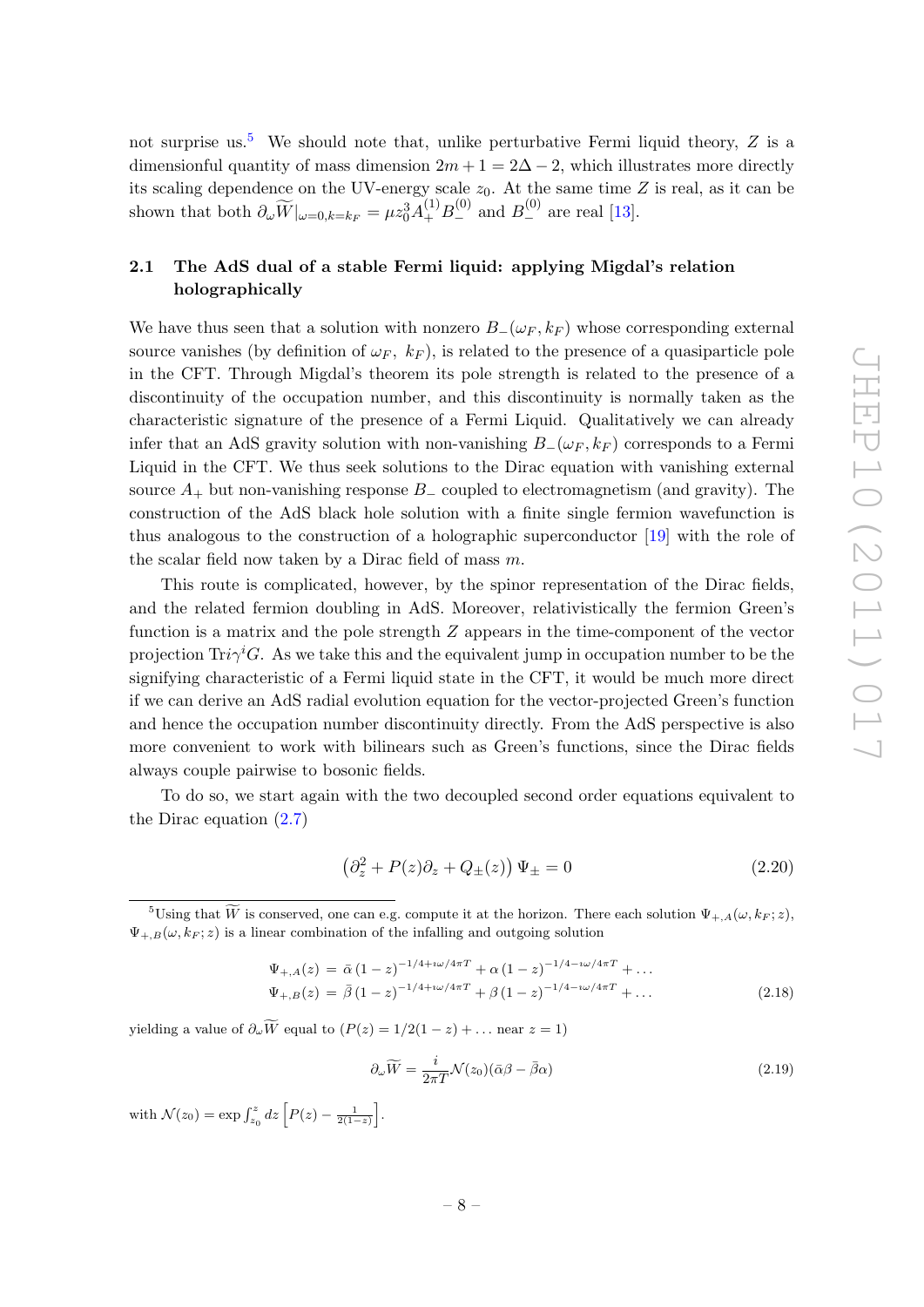not surprise us.[5] We should note that, unlike perturbative Fermi liquid theory, $Z$ is a dimensionful quantity of mass dimension $2m+1 = 2\Delta - 2$, which illustrates more directly its scaling dependence on the UV-energy scale $z_0$. At the same time $Z$ is real, as it can be shown that both $\partial_\omega \widetilde{W}|_{\omega=0,k=k_F} = \mu z_0^3 A_+^{(1)} B_-^{(0)}$ and $B_-^{(0)}$ are real [13].

## 2.1 The AdS dual of a stable Fermi liquid: applying Migdal's relation holographically

We have thus seen that a solution with nonzero $B_-(\omega_F, k_F)$ whose corresponding external source vanishes (by definition of $\omega_F$, $k_F$), is related to the presence of a quasiparticle pole in the CFT. Through Migdal's theorem its pole strength is related to the presence of a discontinuity of the occupation number, and this discontinuity is normally taken as the characteristic signature of the presence of a Fermi Liquid. Qualitatively we can already infer that an AdS gravity solution with non-vanishing $B_-(\omega_F, k_F)$ corresponds to a Fermi Liquid in the CFT. We thus seek solutions to the Dirac equation with vanishing external source $A_+$ but non-vanishing response $B_-$ coupled to electromagnetism (and gravity). The construction of the AdS black hole solution with a finite single fermion wavefunction is thus analogous to the construction of a holographic superconductor [19] with the role of the scalar field now taken by a Dirac field of mass $m$.

This route is complicated, however, by the spinor representation of the Dirac fields, and the related fermion doubling in AdS. Moreover, relativistically the fermion Green's function is a matrix and the pole strength $Z$ appears in the time-component of the vector projection $\mathrm{Tr}i\gamma^t G$. As we take this and the equivalent jump in occupation number to be the signifying characteristic of a Fermi liquid state in the CFT, it would be much more direct if we can derive an AdS radial evolution equation for the vector-projected Green's function and hence the occupation number discontinuity directly. From the AdS perspective is also more convenient to work with bilinears such as Green's functions, since the Dirac fields always couple pairwise to bosonic fields.

To do so, we start again with the two decoupled second order equations equivalent to the Dirac equation (2.7)

$$\left(\partial_z^2 + P(z)\partial_z + Q_\pm(z)\right)\Psi_\pm = 0 \tag{2.20}$$

[5] Using that $\widetilde{W}$ is conserved, one can e.g. compute it at the horizon. There each solution $\Psi_{+,A}(\omega, k_F; z)$, $\Psi_{+,B}(\omega, k_F; z)$ is a linear combination of the infalling and outgoing solution

$$\begin{aligned}
\Psi_{+,A}(z) &= \bar{\alpha}\,(1-z)^{-1/4+\imath\omega/4\pi T} + \alpha\,(1-z)^{-1/4-\imath\omega/4\pi T} + \dots \\
\Psi_{+,B}(z) &= \bar{\beta}\,(1-z)^{-1/4+\imath\omega/4\pi T} + \beta\,(1-z)^{-1/4-\imath\omega/4\pi T} + \dots
\end{aligned} \tag{2.18}$$

yielding a value of $\partial_\omega \widetilde{W}$ equal to ($P(z) = 1/2(1-z) + \dots$ near $z=1$)

$$\partial_\omega \widetilde{W} = \frac{i}{2\pi T}\mathcal{N}(z_0)(\bar{\alpha}\beta - \bar{\beta}\alpha) \tag{2.19}$$

with $\mathcal{N}(z_0) = \exp\int_{z_0}^{z} dz\left[P(z) - \frac{1}{2(1-z)}\right]$.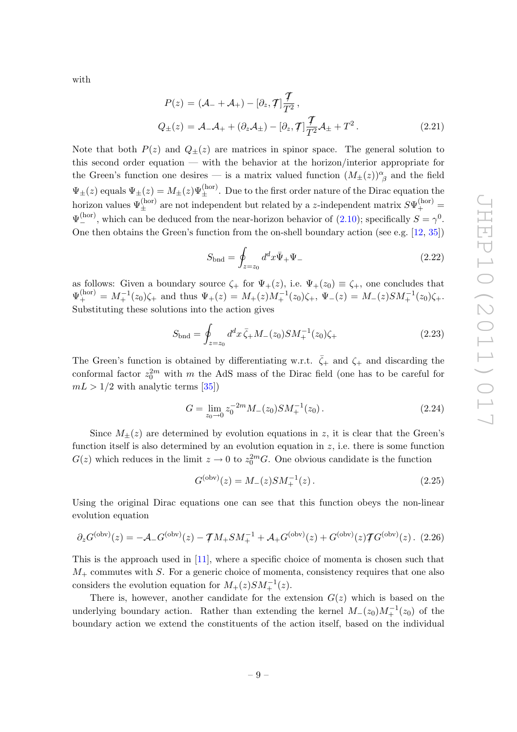with

$$
\begin{aligned}
P(z) &= (\mathcal{A}_- + \mathcal{A}_+) - [\partial_z, \not{T}]\frac{\not{T}}{T^2}\,, \\
Q_\pm(z) &= \mathcal{A}_-\mathcal{A}_+ + (\partial_z \mathcal{A}_\pm) - [\partial_z, \not{T}]\frac{\not{T}}{T^2}\mathcal{A}_\pm + T^2\,.
\end{aligned}
\tag{2.21}
$$

Note that both $P(z)$ and $Q_\pm(z)$ are matrices in spinor space. The general solution to this second order equation — with the behavior at the horizon/interior appropriate for the Green's function one desires — is a matrix valued function $(M_\pm(z))^\alpha{}_\beta$ and the field $\Psi_\pm(z)$ equals $\Psi_\pm(z) = M_\pm(z)\Psi_\pm^{(\text{hor})}$. Due to the first order nature of the Dirac equation the horizon values $\Psi_\pm^{(\text{hor})}$ are not independent but related by a $z$-independent matrix $S\Psi_+^{(\text{hor})} = \Psi_-^{(\text{hor})}$, which can be deduced from the near-horizon behavior of (2.10); specifically $S = \gamma^0$. One then obtains the Green's function from the on-shell boundary action (see e.g. [12, 35])

$$
S_{\text{bnd}} = \oint_{z=z_0} d^d x \bar{\Psi}_+ \Psi_- \tag{2.22}
$$

as follows: Given a boundary source $\zeta_+$ for $\Psi_+(z)$, i.e. $\Psi_+(z_0) \equiv \zeta_+$, one concludes that $\Psi_+^{(\text{hor})} = M_+^{-1}(z_0)\zeta_+$ and thus $\Psi_+(z) = M_+(z)M_+^{-1}(z_0)\zeta_+$, $\Psi_-(z) = M_-(z)SM_+^{-1}(z_0)\zeta_+$. Substituting these solutions into the action gives

$$
S_{\text{bnd}} = \oint_{z=z_0} d^d x\, \bar{\zeta}_+ M_-(z_0) S M_+^{-1}(z_0)\zeta_+ \tag{2.23}
$$

The Green's function is obtained by differentiating w.r.t. $\bar{\zeta}_+$ and $\zeta_+$ and discarding the conformal factor $z_0^{2m}$ with $m$ the AdS mass of the Dirac field (one has to be careful for $mL > 1/2$ with analytic terms [35])

$$
G = \lim_{z_0 \to 0} z_0^{-2m} M_-(z_0) S M_+^{-1}(z_0)\,. \tag{2.24}
$$

Since $M_\pm(z)$ are determined by evolution equations in $z$, it is clear that the Green's function itself is also determined by an evolution equation in $z$, i.e. there is some function $G(z)$ which reduces in the limit $z \to 0$ to $z_0^{2m} G$. One obvious candidate is the function

$$
G^{(\text{obv})}(z) = M_-(z) S M_+^{-1}(z)\,. \tag{2.25}
$$

Using the original Dirac equations one can see that this function obeys the non-linear evolution equation

$$
\partial_z G^{(\text{obv})}(z) = -\mathcal{A}_- G^{(\text{obv})}(z) - \not{T} M_+ S M_+^{-1} + \mathcal{A}_+ G^{(\text{obv})}(z) + G^{(\text{obv})}(z)\not{T} G^{(\text{obv})}(z)\,. \tag{2.26}
$$

This is the approach used in [11], where a specific choice of momenta is chosen such that $M_+$ commutes with $S$. For a generic choice of momenta, consistency requires that one also considers the evolution equation for $M_+(z)SM_+^{-1}(z)$.

There is, however, another candidate for the extension $G(z)$ which is based on the underlying boundary action. Rather than extending the kernel $M_-(z_0)M_+^{-1}(z_0)$ of the boundary action we extend the constituents of the action itself, based on the individual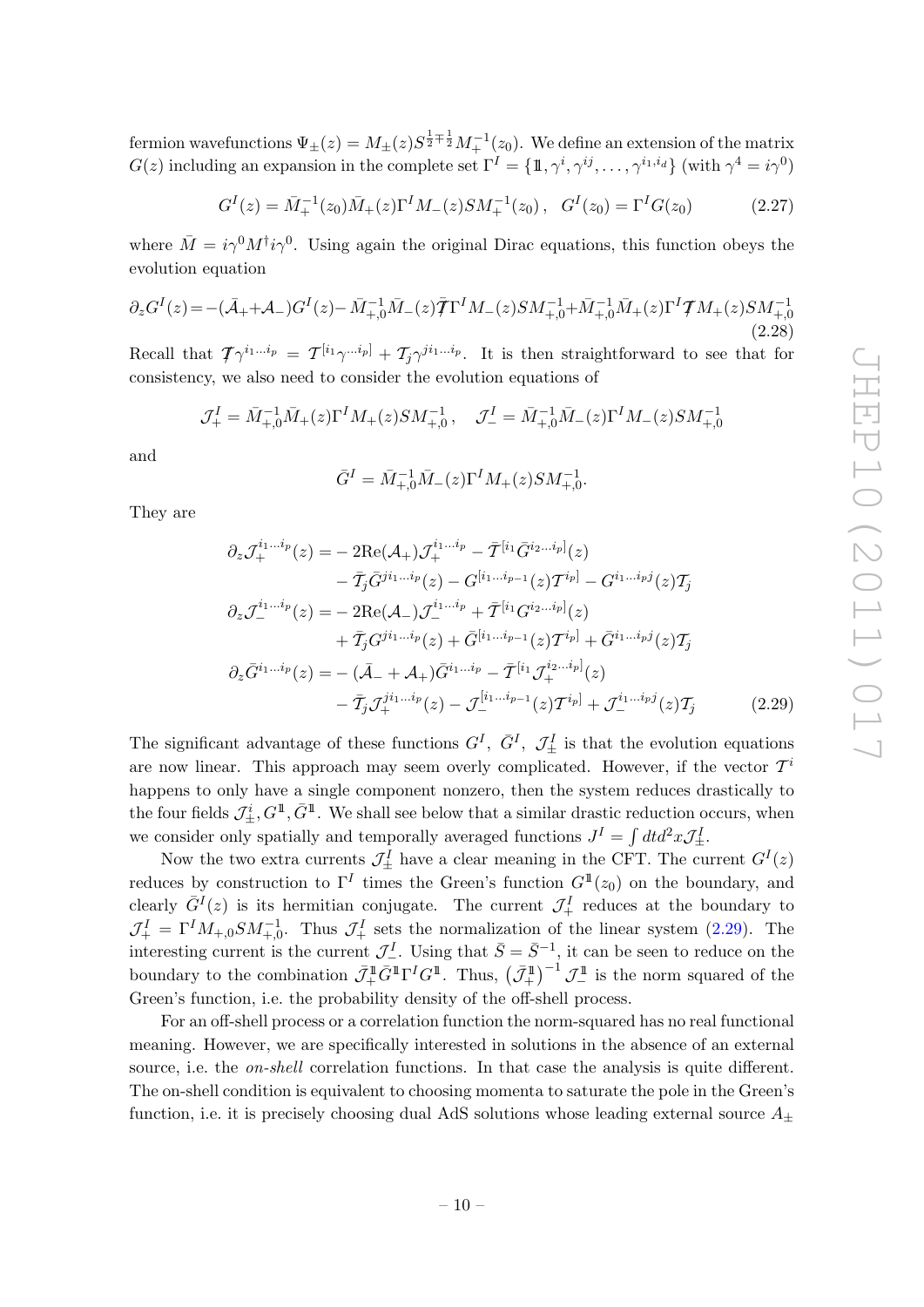fermion wavefunctions $\Psi_{\pm}(z) = M_{\pm}(z)S^{\frac{1}{2}\mp\frac{1}{2}}M_{+}^{-1}(z_0)$. We define an extension of the matrix $G(z)$ including an expansion in the complete set $\Gamma^I = \{\mathbb{1}, \gamma^i, \gamma^{ij}, \ldots, \gamma^{i_1, i_d}\}$ (with $\gamma^4 = i\gamma^0$)

$$G^I(z) = \bar{M}_{+}^{-1}(z_0)\bar{M}_{+}(z)\Gamma^I M_{-}(z)SM_{+}^{-1}(z_0)\,, \quad G^I(z_0) = \Gamma^I G(z_0) \tag{2.27}$$

where $\bar{M} = i\gamma^0 M^{\dagger} i\gamma^0$. Using again the original Dirac equations, this function obeys the evolution equation

$$\partial_z G^I(z) = -(\bar{\mathcal{A}}_{+} + \mathcal{A}_{-})G^I(z) - \bar{M}_{+,0}^{-1}\bar{M}_{-}(z)\bar{\mathcal{T}\!\!\!/}\Gamma^I M_{-}(z)SM_{+,0}^{-1} + \bar{M}_{+,0}^{-1}\bar{M}_{+}(z)\Gamma^I \mathcal{T\!\!\!/} M_{+}(z)SM_{+,0}^{-1} \tag{2.28}$$

Recall that $\mathcal{T\!\!\!/}\gamma^{i_1\ldots i_p} = \mathcal{T}^{[i_1}\gamma^{\cdots i_p]} + \mathcal{T}_j\gamma^{ji_1\ldots i_p}$. It is then straightforward to see that for consistency, we also need to consider the evolution equations of

$$\mathcal{J}_{+}^I = \bar{M}_{+,0}^{-1}\bar{M}_{+}(z)\Gamma^I M_{+}(z)SM_{+,0}^{-1}\,, \quad \mathcal{J}_{-}^I = \bar{M}_{+,0}^{-1}\bar{M}_{-}(z)\Gamma^I M_{-}(z)SM_{+,0}^{-1}$$

and

$$\bar{G}^I = \bar{M}_{+,0}^{-1}\bar{M}_{-}(z)\Gamma^I M_{+}(z)SM_{+,0}^{-1}.$$

They are

$$\begin{aligned}
\partial_z \mathcal{J}_{+}^{i_1\ldots i_p}(z) =& -2\mathrm{Re}(\mathcal{A}_{+})\mathcal{J}_{+}^{i_1\ldots i_p} - \bar{\mathcal{T}}^{[i_1}\bar{G}^{i_2\ldots i_p]}(z)\\
&- \bar{\mathcal{T}}_j\bar{G}^{ji_1\ldots i_p}(z) - G^{[i_1\ldots i_{p-1}}(z)\mathcal{T}^{i_p]} - G^{i_1\ldots i_p j}(z)\mathcal{T}_j\\
\partial_z \mathcal{J}_{-}^{i_1\ldots i_p}(z) =& -2\mathrm{Re}(\mathcal{A}_{-})\mathcal{J}_{-}^{i_1\ldots i_p} + \bar{\mathcal{T}}^{[i_1}G^{i_2\ldots i_p]}(z)\\
&+ \bar{\mathcal{T}}_j G^{ji_1\ldots i_p}(z) + \bar{G}^{[i_1\ldots i_{p-1}}(z)\mathcal{T}^{i_p]} + \bar{G}^{i_1\ldots i_p j}(z)\mathcal{T}_j\\
\partial_z \bar{G}^{i_1\ldots i_p}(z) =& -(\bar{\mathcal{A}}_{-} + \mathcal{A}_{+})\bar{G}^{i_1\ldots i_p} - \bar{\mathcal{T}}^{[i_1}\mathcal{J}_{+}^{i_2\ldots i_p]}(z)\\
&- \bar{\mathcal{T}}_j\mathcal{J}_{+}^{ji_1\ldots i_p}(z) - \mathcal{J}_{-}^{[i_1\ldots i_{p-1}}(z)\mathcal{T}^{i_p]} + \mathcal{J}_{-}^{i_1\ldots i_p j}(z)\mathcal{T}_j
\end{aligned} \tag{2.29}$$

The significant advantage of these functions $G^I$, $\bar{G}^I$, $\mathcal{J}_{\pm}^I$ is that the evolution equations are now linear. This approach may seem overly complicated. However, if the vector $\mathcal{T}^i$ happens to only have a single component nonzero, then the system reduces drastically to the four fields $\mathcal{J}_{\pm}^i, G^{\mathbb{1}}, \bar{G}^{\mathbb{1}}$. We shall see below that a similar drastic reduction occurs, when we consider only spatially and temporally averaged functions $J^I = \int dtd^2x\mathcal{J}_{\pm}^I$.

Now the two extra currents $\mathcal{J}_{\pm}^I$ have a clear meaning in the CFT. The current $G^I(z)$ reduces by construction to $\Gamma^I$ times the Green's function $G^{\mathbb{1}}(z_0)$ on the boundary, and clearly $\bar{G}^I(z)$ is its hermitian conjugate. The current $\mathcal{J}_{+}^I$ reduces at the boundary to $\mathcal{J}_{+}^I = \Gamma^I M_{+,0}SM_{+,0}^{-1}$. Thus $\mathcal{J}_{+}^I$ sets the normalization of the linear system (2.29). The interesting current is the current $\mathcal{J}_{-}^I$. Using that $\bar{S} = \bar{S}^{-1}$, it can be seen to reduce on the boundary to the combination $\bar{\mathcal{J}}_{+}^{\mathbb{1}}\bar{G}^{\mathbb{1}}\Gamma^I G^{\mathbb{1}}$. Thus, $\left(\bar{\mathcal{J}}_{+}^{\mathbb{1}}\right)^{-1}\mathcal{J}_{-}^{\mathbb{1}}$ is the norm squared of the Green's function, i.e. the probability density of the off-shell process.

For an off-shell process or a correlation function the norm-squared has no real functional meaning. However, we are specifically interested in solutions in the absence of an external source, i.e. the *on-shell* correlation functions. In that case the analysis is quite different. The on-shell condition is equivalent to choosing momenta to saturate the pole in the Green's function, i.e. it is precisely choosing dual AdS solutions whose leading external source $A_{\pm}$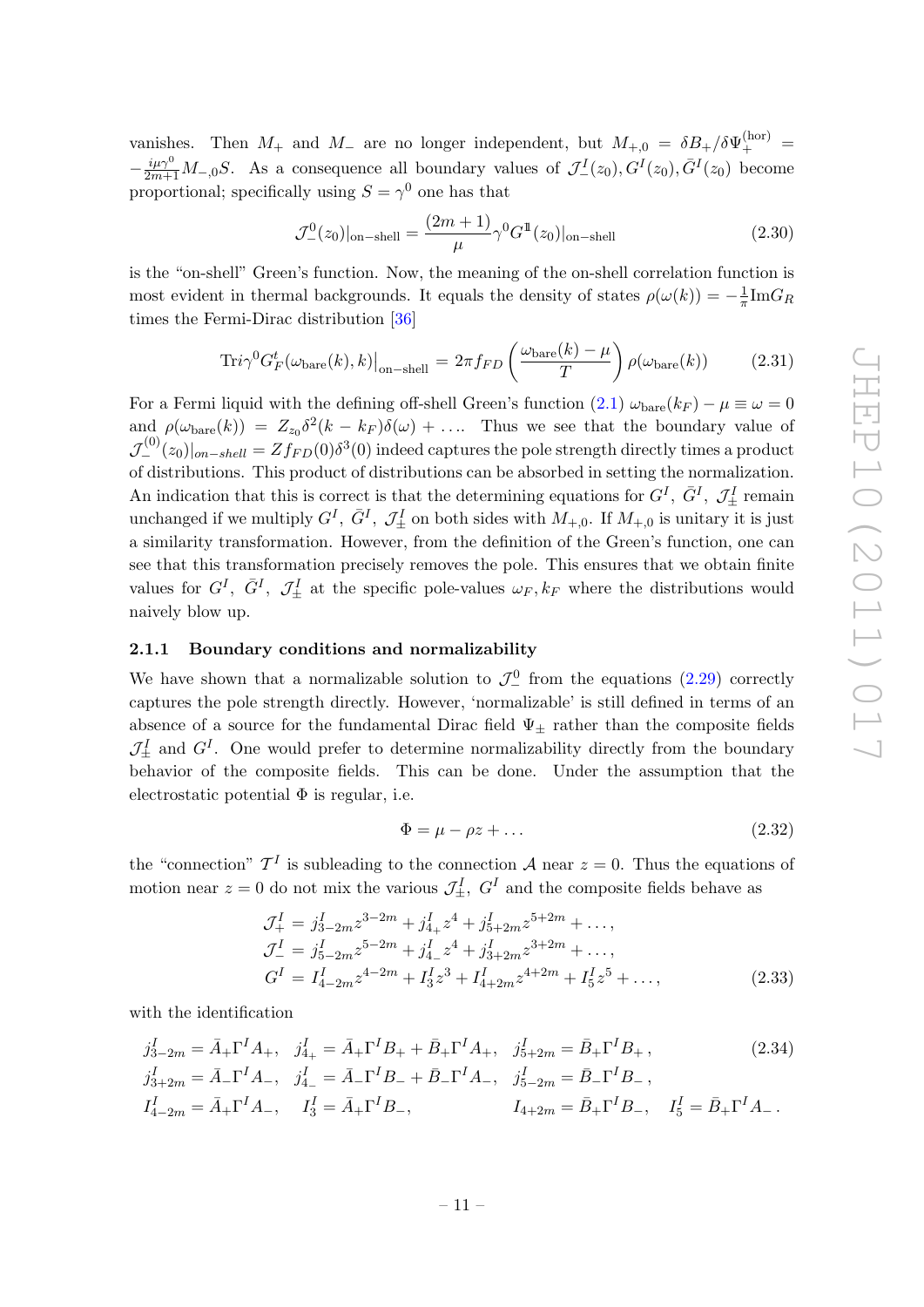vanishes. Then $M_+$ and $M_-$ are no longer independent, but $M_{+,0} = \delta B_+/\delta\Psi_+^{(\text{hor})} = -\frac{i\mu\gamma^0}{2m+1}M_{-,0}S$. As a consequence all boundary values of $\mathcal{J}_-^I(z_0), G^I(z_0), \bar{G}^I(z_0)$ become proportional; specifically using $S = \gamma^0$ one has that

$$\mathcal{J}_-^0(z_0)|_{\text{on-shell}} = \frac{(2m+1)}{\mu}\gamma^0 G^{\mathbb{1}}(z_0)|_{\text{on-shell}} \tag{2.30}$$

is the "on-shell" Green's function. Now, the meaning of the on-shell correlation function is most evident in thermal backgrounds. It equals the density of states $\rho(\omega(k)) = -\frac{1}{\pi}\text{Im}G_R$ times the Fermi-Dirac distribution [36]

$$\text{Tr}i\gamma^0 G_F^t(\omega_{\text{bare}}(k), k)\big|_{\text{on-shell}} = 2\pi f_{FD}\left(\frac{\omega_{\text{bare}}(k) - \mu}{T}\right)\rho(\omega_{\text{bare}}(k)) \tag{2.31}$$

For a Fermi liquid with the defining off-shell Green's function (2.1) $\omega_{\text{bare}}(k_F) - \mu \equiv \omega = 0$ and $\rho(\omega_{\text{bare}}(k)) = Z_{z_0}\delta^2(k - k_F)\delta(\omega) + \ldots$. Thus we see that the boundary value of $\mathcal{J}_-^{(0)}(z_0)|_{on-shell} = Zf_{FD}(0)\delta^3(0)$ indeed captures the pole strength directly times a product of distributions. This product of distributions can be absorbed in setting the normalization. An indication that this is correct is that the determining equations for $G^I$, $\bar{G}^I$, $\mathcal{J}_\pm^I$ remain unchanged if we multiply $G^I$, $\bar{G}^I$, $\mathcal{J}_\pm^I$ on both sides with $M_{+,0}$. If $M_{+,0}$ is unitary it is just a similarity transformation. However, from the definition of the Green's function, one can see that this transformation precisely removes the pole. This ensures that we obtain finite values for $G^I$, $\bar{G}^I$, $\mathcal{J}_\pm^I$ at the specific pole-values $\omega_F, k_F$ where the distributions would naively blow up.

### 2.1.1 Boundary conditions and normalizability

We have shown that a normalizable solution to $\mathcal{J}_-^0$ from the equations (2.29) correctly captures the pole strength directly. However, 'normalizable' is still defined in terms of an absence of a source for the fundamental Dirac field $\Psi_\pm$ rather than the composite fields $\mathcal{J}_\pm^I$ and $G^I$. One would prefer to determine normalizability directly from the boundary behavior of the composite fields. This can be done. Under the assumption that the electrostatic potential $\Phi$ is regular, i.e.

$$\Phi = \mu - \rho z + \ldots \tag{2.32}$$

the "connection" $\mathcal{T}^I$ is subleading to the connection $\mathcal{A}$ near $z = 0$. Thus the equations of motion near $z = 0$ do not mix the various $\mathcal{J}_\pm^I$, $G^I$ and the composite fields behave as

$$\begin{aligned}
\mathcal{J}_+^I &= j_{3-2m}^I z^{3-2m} + j_{4_+}^I z^4 + j_{5+2m}^I z^{5+2m} + \ldots, \\
\mathcal{J}_-^I &= j_{5-2m}^I z^{5-2m} + j_{4_-}^I z^4 + j_{3+2m}^I z^{3+2m} + \ldots, \\
G^I &= I_{4-2m}^I z^{4-2m} + I_3^I z^3 + I_{4+2m}^I z^{4+2m} + I_5^I z^5 + \ldots,
\end{aligned} \tag{2.33}$$

with the identification

$$\begin{aligned}
&j_{3-2m}^I = \bar{A}_+\Gamma^I A_+, \quad j_{4_+}^I = \bar{A}_+\Gamma^I B_+ + \bar{B}_+\Gamma^I A_+, \quad j_{5+2m}^I = \bar{B}_+\Gamma^I B_+\,, \\
&j_{3+2m}^I = \bar{A}_-\Gamma^I A_-, \quad j_{4_-}^I = \bar{A}_-\Gamma^I B_- + \bar{B}_-\Gamma^I A_-, \quad j_{5-2m}^I = \bar{B}_-\Gamma^I B_-\,, \\
&I_{4-2m}^I = \bar{A}_+\Gamma^I A_-, \quad I_3^I = \bar{A}_+\Gamma^I B_-, \quad I_{4+2m} = \bar{B}_+\Gamma^I B_-, \quad I_5^I = \bar{B}_+\Gamma^I A_-\,.
\end{aligned} \tag{2.34}$$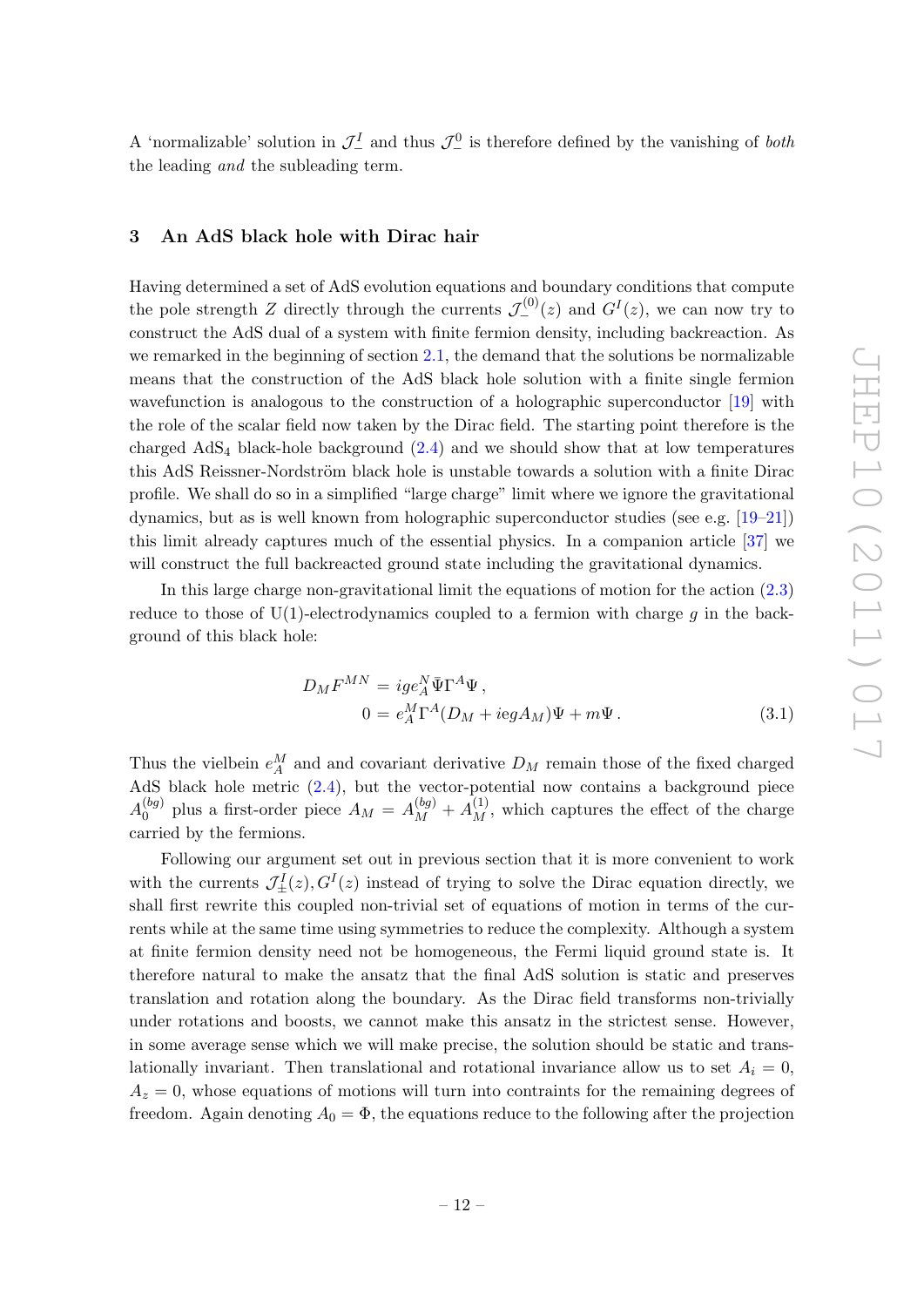A 'normalizable' solution in $\mathcal{J}^I_-$ and thus $\mathcal{J}^0_-$ is therefore defined by the vanishing of *both* the leading *and* the subleading term.

## 3 An AdS black hole with Dirac hair

Having determined a set of AdS evolution equations and boundary conditions that compute the pole strength $Z$ directly through the currents $\mathcal{J}^{(0)}_-(z)$ and $G^I(z)$, we can now try to construct the AdS dual of a system with finite fermion density, including backreaction. As we remarked in the beginning of section 2.1, the demand that the solutions be normalizable means that the construction of the AdS black hole solution with a finite single fermion wavefunction is analogous to the construction of a holographic superconductor [19] with the role of the scalar field now taken by the Dirac field. The starting point therefore is the charged $\text{AdS}_4$ black-hole background (2.4) and we should show that at low temperatures this AdS Reissner-Nordström black hole is unstable towards a solution with a finite Dirac profile. We shall do so in a simplified "large charge" limit where we ignore the gravitational dynamics, but as is well known from holographic superconductor studies (see e.g. [19–21]) this limit already captures much of the essential physics. In a companion article [37] we will construct the full backreacted ground state including the gravitational dynamics.

In this large charge non-gravitational limit the equations of motion for the action (2.3) reduce to those of U(1)-electrodynamics coupled to a fermion with charge $g$ in the background of this black hole:

$$
\begin{aligned}
D_M F^{MN} &= i g e^N_A \bar{\Psi}\Gamma^A\Psi\,, \\
0 &= e^M_A \Gamma^A (D_M + i e g A_M)\Psi + m\Psi\,.
\end{aligned}
\tag{3.1}
$$

Thus the vielbein $e^M_A$ and and covariant derivative $D_M$ remain those of the fixed charged AdS black hole metric (2.4), but the vector-potential now contains a background piece $A^{(bg)}_0$ plus a first-order piece $A_M = A^{(bg)}_M + A^{(1)}_M$, which captures the effect of the charge carried by the fermions.

Following our argument set out in previous section that it is more convenient to work with the currents $\mathcal{J}^I_\pm(z), G^I(z)$ instead of trying to solve the Dirac equation directly, we shall first rewrite this coupled non-trivial set of equations of motion in terms of the currents while at the same time using symmetries to reduce the complexity. Although a system at finite fermion density need not be homogeneous, the Fermi liquid ground state is. It therefore natural to make the ansatz that the final AdS solution is static and preserves translation and rotation along the boundary. As the Dirac field transforms non-trivially under rotations and boosts, we cannot make this ansatz in the strictest sense. However, in some average sense which we will make precise, the solution should be static and translationally invariant. Then translational and rotational invariance allow us to set $A_i = 0$, $A_z = 0$, whose equations of motions will turn into contraints for the remaining degrees of freedom. Again denoting $A_0 = \Phi$, the equations reduce to the following after the projection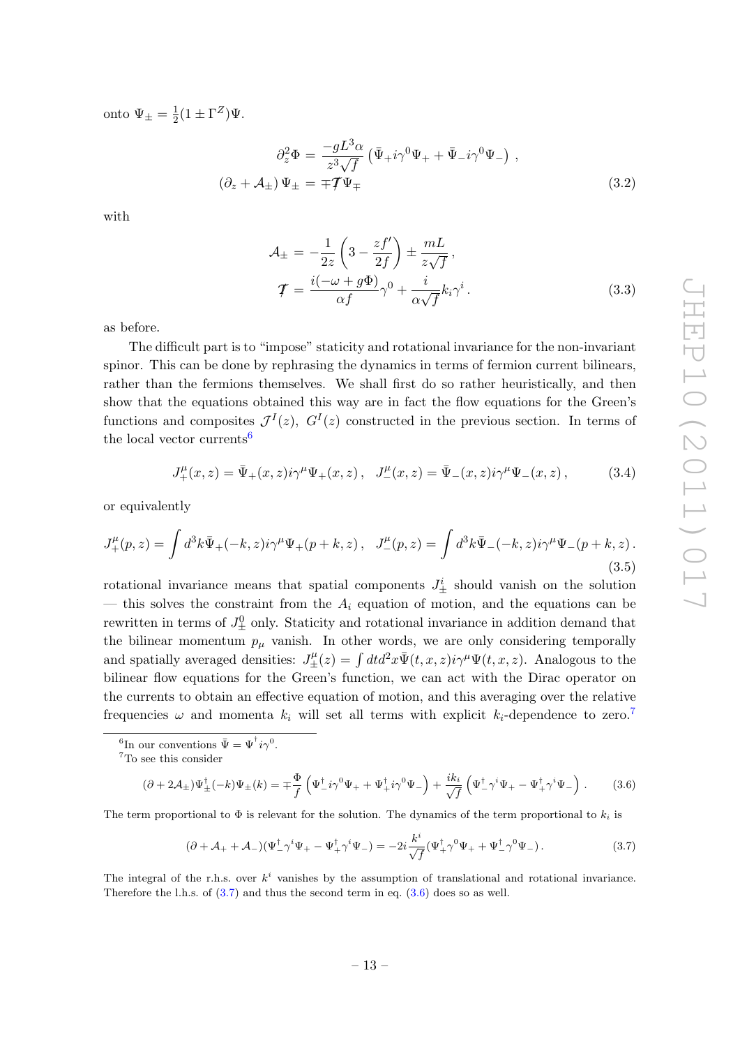onto $\Psi_{\pm} = \frac{1}{2}(1 \pm \Gamma^Z)\Psi$.

$$
\begin{aligned}
\partial_z^2 \Phi &= \frac{-gL^3\alpha}{z^3\sqrt{f}} \left( \bar{\Psi}_+ i\gamma^0 \Psi_+ + \bar{\Psi}_- i\gamma^0 \Psi_- \right) , \\
\left( \partial_z + \mathcal{A}_\pm \right) \Psi_\pm &= \mp \not{\mathcal{T}} \Psi_\mp
\end{aligned} \tag{3.2}
$$

with

$$
\begin{aligned}
\mathcal{A}_\pm &= -\frac{1}{2z}\left(3 - \frac{zf'}{2f}\right) \pm \frac{mL}{z\sqrt{f}} , \\
\not{\mathcal{T}} &= \frac{i(-\omega + g\Phi)}{\alpha f}\gamma^0 + \frac{i}{\alpha\sqrt{f}} k_i \gamma^i .
\end{aligned} \tag{3.3}
$$

as before.

The difficult part is to "impose" staticity and rotational invariance for the non-invariant spinor. This can be done by rephrasing the dynamics in terms of fermion current bilinears, rather than the fermions themselves. We shall first do so rather heuristically, and then show that the equations obtained this way are in fact the flow equations for the Green's functions and composites $\mathcal{J}^I(z)$, $G^I(z)$ constructed in the previous section. In terms of the local vector currents[6]

$$
J_+^\mu(x,z) = \bar{\Psi}_+(x,z) i\gamma^\mu \Psi_+(x,z) , \quad J_-^\mu(x,z) = \bar{\Psi}_-(x,z) i\gamma^\mu \Psi_-(x,z) , \tag{3.4}
$$

or equivalently

$$
J_+^\mu(p,z) = \int d^3k \bar{\Psi}_+(-k,z) i\gamma^\mu \Psi_+(p+k,z) , \quad J_-^\mu(p,z) = \int d^3k \bar{\Psi}_-(-k,z) i\gamma^\mu \Psi_-(p+k,z) . \tag{3.5}
$$

rotational invariance means that spatial components $J_\pm^i$ should vanish on the solution — this solves the constraint from the $A_i$ equation of motion, and the equations can be rewritten in terms of $J_\pm^0$ only. Staticity and rotational invariance in addition demand that the bilinear momentum $p_\mu$ vanish. In other words, we are only considering temporally and spatially averaged densities: $J_\pm^\mu(z) = \int dt d^2x \bar{\Psi}(t,x,z) i\gamma^\mu \Psi(t,x,z)$. Analogous to the bilinear flow equations for the Green's function, we can act with the Dirac operator on the currents to obtain an effective equation of motion, and this averaging over the relative frequencies $\omega$ and momenta $k_i$ will set all terms with explicit $k_i$-dependence to zero.[7]

[6] In our conventions $\bar{\Psi} = \Psi^\dagger i\gamma^0$.

[7] To see this consider

$$
(\partial + 2\mathcal{A}_\pm)\Psi_\pm^\dagger(-k)\Psi_\pm(k) = \mp \frac{\Phi}{f}\left(\Psi_-^\dagger i\gamma^0 \Psi_+ + \Psi_+^\dagger i\gamma^0 \Psi_-\right) + \frac{ik_i}{\sqrt{f}}\left(\Psi_-^\dagger \gamma^i \Psi_+ - \Psi_+^\dagger \gamma^i \Psi_-\right) . \tag{3.6}
$$

The term proportional to $\Phi$ is relevant for the solution. The dynamics of the term proportional to $k_i$ is

$$
(\partial + \mathcal{A}_+ + \mathcal{A}_-)(\Psi_-^\dagger \gamma^i \Psi_+ - \Psi_+^\dagger \gamma^i \Psi_-) = -2i\frac{k^i}{\sqrt{f}}(\Psi_+^\dagger \gamma^0 \Psi_+ + \Psi_-^\dagger \gamma^0 \Psi_-) . \tag{3.7}
$$

The integral of the r.h.s. over $k^i$ vanishes by the assumption of translational and rotational invariance. Therefore the l.h.s. of (3.7) and thus the second term in eq. (3.6) does so as well.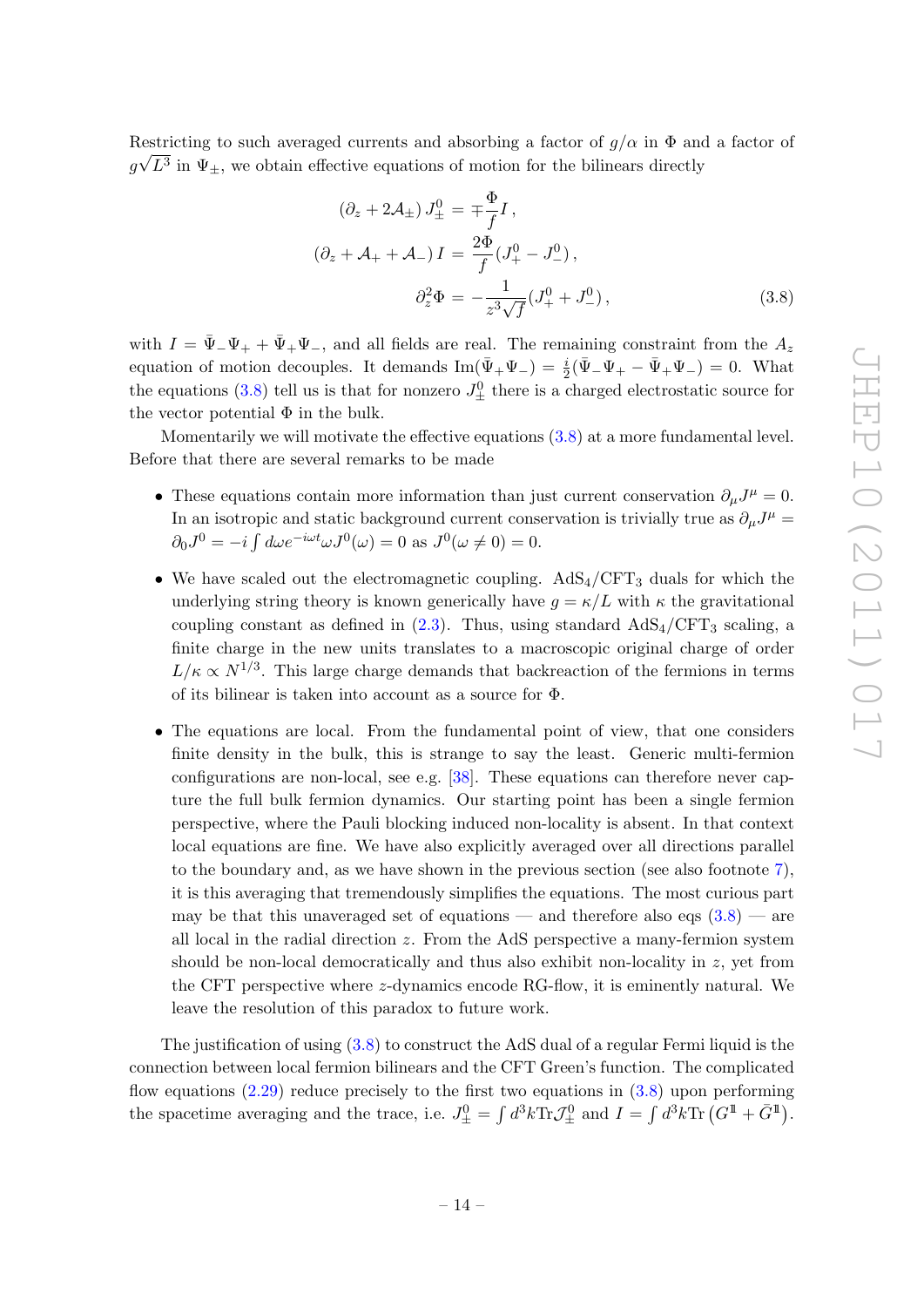Restricting to such averaged currents and absorbing a factor of $g/\alpha$ in $\Phi$ and a factor of $g\sqrt{L^3}$ in $\Psi_\pm$, we obtain effective equations of motion for the bilinears directly

$$
\begin{aligned}
(\partial_z + 2\mathcal{A}_\pm)\, J^0_\pm &= \mp \frac{\Phi}{f} I\,, \\
(\partial_z + \mathcal{A}_+ + \mathcal{A}_-)\, I &= \frac{2\Phi}{f}(J^0_+ - J^0_-)\,, \\
\partial_z^2 \Phi &= -\frac{1}{z^3\sqrt{f}}(J^0_+ + J^0_-)\,,
\end{aligned}
\tag{3.8}
$$

with $I = \bar{\Psi}_-\Psi_+ + \bar{\Psi}_+\Psi_-$, and all fields are real. The remaining constraint from the $A_z$ equation of motion decouples. It demands $\mathrm{Im}(\bar{\Psi}_+\Psi_-) = \frac{i}{2}(\bar{\Psi}_-\Psi_+ - \bar{\Psi}_+\Psi_-) = 0$. What the equations (3.8) tell us is that for nonzero $J^0_\pm$ there is a charged electrostatic source for the vector potential $\Phi$ in the bulk.

Momentarily we will motivate the effective equations (3.8) at a more fundamental level. Before that there are several remarks to be made

- These equations contain more information than just current conservation $\partial_\mu J^\mu = 0$. In an isotropic and static background current conservation is trivially true as $\partial_\mu J^\mu = \partial_0 J^0 = -i\int d\omega e^{-i\omega t}\omega J^0(\omega) = 0$ as $J^0(\omega \neq 0) = 0$.
- We have scaled out the electromagnetic coupling. AdS$_4$/CFT$_3$ duals for which the underlying string theory is known generically have $g = \kappa/L$ with $\kappa$ the gravitational coupling constant as defined in (2.3). Thus, using standard AdS$_4$/CFT$_3$ scaling, a finite charge in the new units translates to a macroscopic original charge of order $L/\kappa \propto N^{1/3}$. This large charge demands that backreaction of the fermions in terms of its bilinear is taken into account as a source for $\Phi$.
- The equations are local. From the fundamental point of view, that one considers finite density in the bulk, this is strange to say the least. Generic multi-fermion configurations are non-local, see e.g. [38]. These equations can therefore never capture the full bulk fermion dynamics. Our starting point has been a single fermion perspective, where the Pauli blocking induced non-locality is absent. In that context local equations are fine. We have also explicitly averaged over all directions parallel to the boundary and, as we have shown in the previous section (see also footnote 7), it is this averaging that tremendously simplifies the equations. The most curious part may be that this unaveraged set of equations — and therefore also eqs (3.8) — are all local in the radial direction $z$. From the AdS perspective a many-fermion system should be non-local democratically and thus also exhibit non-locality in $z$, yet from the CFT perspective where $z$-dynamics encode RG-flow, it is eminently natural. We leave the resolution of this paradox to future work.

The justification of using (3.8) to construct the AdS dual of a regular Fermi liquid is the connection between local fermion bilinears and the CFT Green's function. The complicated flow equations (2.29) reduce precisely to the first two equations in (3.8) upon performing the spacetime averaging and the trace, i.e. $J^0_\pm = \int d^3k \mathrm{Tr}\mathcal{J}^0_\pm$ and $I = \int d^3k \mathrm{Tr}\left(G^{\mathbb{1}} + \bar{G}^{\mathbb{1}}\right)$.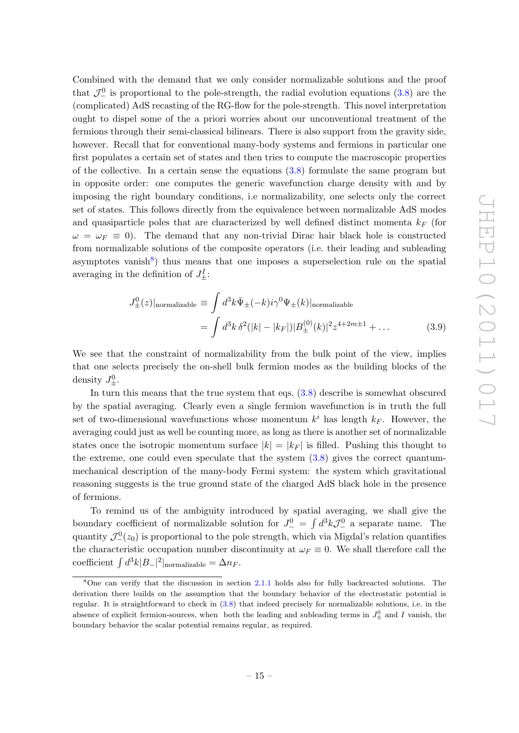Combined with the demand that we only consider normalizable solutions and the proof that $\mathcal{J}^0_-$ is proportional to the pole-strength, the radial evolution equations (3.8) are the (complicated) AdS recasting of the RG-flow for the pole-strength. This novel interpretation ought to dispel some of the a priori worries about our unconventional treatment of the fermions through their semi-classical bilinears. There is also support from the gravity side, however. Recall that for conventional many-body systems and fermions in particular one first populates a certain set of states and then tries to compute the macroscopic properties of the collective. In a certain sense the equations (3.8) formulate the same program but in opposite order: one computes the generic wavefunction charge density with and by imposing the right boundary conditions, i.e normalizability, one selects only the correct set of states. This follows directly from the equivalence between normalizable AdS modes and quasiparticle poles that are characterized by well defined distinct momenta $k_F$ (for $\omega = \omega_F \equiv 0$). The demand that any non-trivial Dirac hair black hole is constructed from normalizable solutions of the composite operators (i.e. their leading and subleading asymptotes vanish[8]) thus means that one imposes a superselection rule on the spatial averaging in the definition of $J^I_\pm$:

$$
\begin{aligned}
J^0_\pm(z)|_{\text{normalizable}} &\equiv \int d^3k \bar{\Psi}_\pm(-k) i\gamma^0 \Psi_\pm(k)|_{\text{normalizable}} \\
&= \int d^3k\, \delta^2(|k| - |k_F|) |B^{(0)}_\pm(k)|^2 z^{4+2m\pm 1} + \dots
\end{aligned} \tag{3.9}
$$

We see that the constraint of normalizability from the bulk point of the view, implies that one selects precisely the on-shell bulk fermion modes as the building blocks of the density $J^0_\pm$.

In turn this means that the true system that eqs. (3.8) describe is somewhat obscured by the spatial averaging. Clearly even a single fermion wavefunction is in truth the full set of two-dimensional wavefunctions whose momentum $k^i$ has length $k_F$. However, the averaging could just as well be counting more, as long as there is another set of normalizable states once the isotropic momentum surface $|k| = |k_F|$ is filled. Pushing this thought to the extreme, one could even speculate that the system (3.8) gives the correct quantum-mechanical description of the many-body Fermi system: the system which gravitational reasoning suggests is the true ground state of the charged AdS black hole in the presence of fermions.

To remind us of the ambiguity introduced by spatial averaging, we shall give the boundary coefficient of normalizable solution for $J^0_- = \int d^3k \mathcal{J}^0_-$ a separate name. The quantity $\mathcal{J}^0_-(z_0)$ is proportional to the pole strength, which via Migdal's relation quantifies the characteristic occupation number discontinuity at $\omega_F \equiv 0$. We shall therefore call the coefficient $\int d^3k |B_-|^2|_{\text{normalizable}} = \Delta n_F$.

[8] One can verify that the discussion in section 2.1.1 holds also for fully backreacted solutions. The derivation there builds on the assumption that the boundary behavior of the electrostatic potential is regular. It is straightforward to check in (3.8) that indeed precisely for normalizable solutions, i.e. in the absence of explicit fermion-sources, when both the leading and subleading terms in $J^0_\pm$ and $I$ vanish, the boundary behavior the scalar potential remains regular, as required.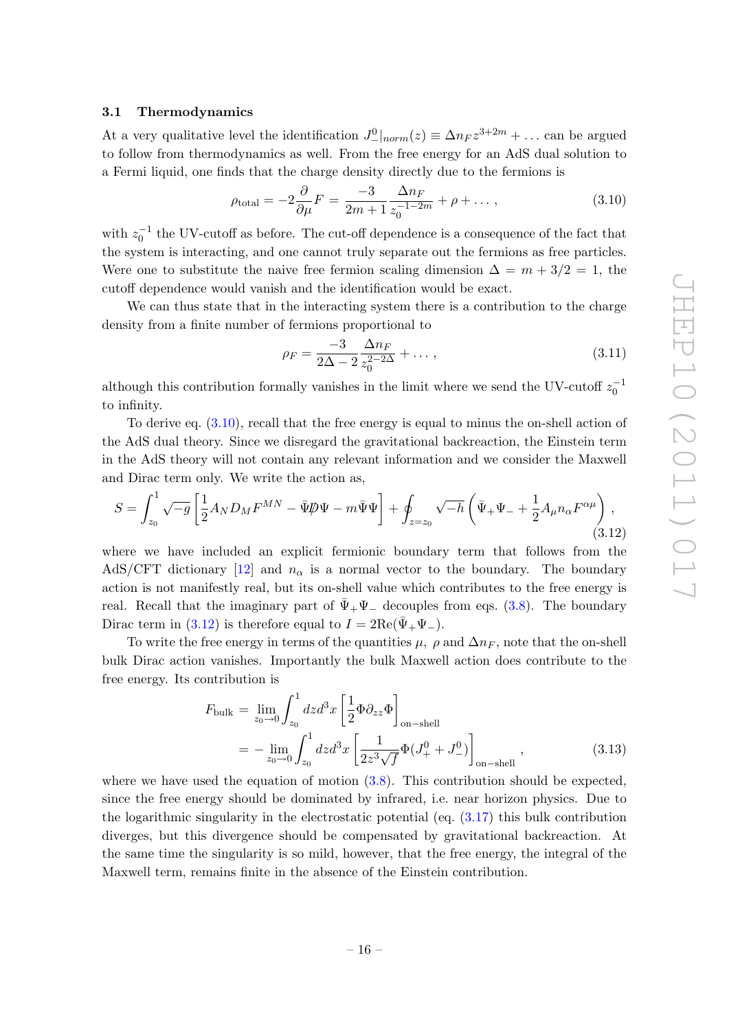### 3.1 Thermodynamics

At a very qualitative level the identification $J^0_-|_{norm}(z) \equiv \Delta n_F z^{3+2m} + \dots$ can be argued to follow from thermodynamics as well. From the free energy for an AdS dual solution to a Fermi liquid, one finds that the charge density directly due to the fermions is

$$\rho_{\text{total}} = -2\frac{\partial}{\partial \mu} F = \frac{-3}{2m+1}\frac{\Delta n_F}{z_0^{-1-2m}} + \rho + \dots \,, \tag{3.10}$$

with $z_0^{-1}$ the UV-cutoff as before. The cut-off dependence is a consequence of the fact that the system is interacting, and one cannot truly separate out the fermions as free particles. Were one to substitute the naive free fermion scaling dimension $\Delta = m + 3/2 = 1$, the cutoff dependence would vanish and the identification would be exact.

We can thus state that in the interacting system there is a contribution to the charge density from a finite number of fermions proportional to

$$\rho_F = \frac{-3}{2\Delta - 2}\frac{\Delta n_F}{z_0^{2-2\Delta}} + \dots \,, \tag{3.11}$$

although this contribution formally vanishes in the limit where we send the UV-cutoff $z_0^{-1}$ to infinity.

To derive eq. (3.10), recall that the free energy is equal to minus the on-shell action of the AdS dual theory. Since we disregard the gravitational backreaction, the Einstein term in the AdS theory will not contain any relevant information and we consider the Maxwell and Dirac term only. We write the action as,

$$S = \int_{z_0}^{1} \sqrt{-g}\left[\frac{1}{2}A_N D_M F^{MN} - \bar{\Psi}\not{D}\Psi - m\bar{\Psi}\Psi\right] + \oint_{z=z_0} \sqrt{-h}\left(\bar{\Psi}_+\Psi_- + \frac{1}{2}A_\mu n_\alpha F^{\alpha\mu}\right) , \tag{3.12}$$

where we have included an explicit fermionic boundary term that follows from the AdS/CFT dictionary [12] and $n_\alpha$ is a normal vector to the boundary. The boundary action is not manifestly real, but its on-shell value which contributes to the free energy is real. Recall that the imaginary part of $\bar{\Psi}_+\Psi_-$ decouples from eqs. (3.8). The boundary Dirac term in (3.12) is therefore equal to $I = 2\text{Re}(\bar{\Psi}_+\Psi_-)$.

To write the free energy in terms of the quantities $\mu$, $\rho$ and $\Delta n_F$, note that the on-shell bulk Dirac action vanishes. Importantly the bulk Maxwell action does contribute to the free energy. Its contribution is

$$\begin{aligned} F_{\text{bulk}} &= \lim_{z_0 \to 0}\int_{z_0}^{1} dz d^3x \left[\frac{1}{2}\Phi\partial_{zz}\Phi\right]_{\text{on-shell}} \\ &= -\lim_{z_0 \to 0}\int_{z_0}^{1} dz d^3x \left[\frac{1}{2z^3\sqrt{f}}\Phi(J^0_+ + J^0_-)\right]_{\text{on-shell}} , \end{aligned} \tag{3.13}$$

where we have used the equation of motion (3.8). This contribution should be expected, since the free energy should be dominated by infrared, i.e. near horizon physics. Due to the logarithmic singularity in the electrostatic potential (eq. (3.17) this bulk contribution diverges, but this divergence should be compensated by gravitational backreaction. At the same time the singularity is so mild, however, that the free energy, the integral of the Maxwell term, remains finite in the absence of the Einstein contribution.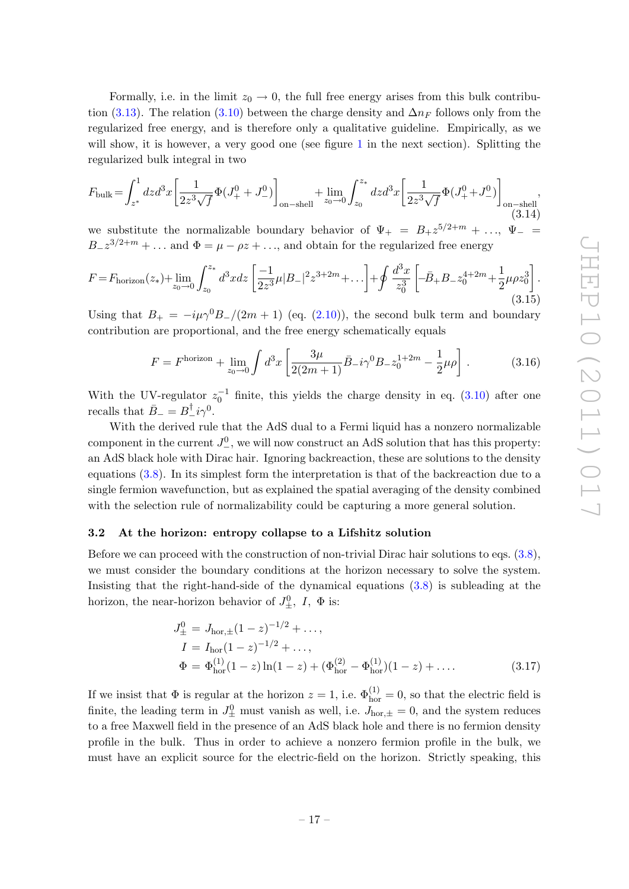Formally, i.e. in the limit $z_0 \to 0$, the full free energy arises from this bulk contribution (3.13). The relation (3.10) between the charge density and $\Delta n_F$ follows only from the regularized free energy, and is therefore only a qualitative guideline. Empirically, as we will show, it is however, a very good one (see figure 1 in the next section). Splitting the regularized bulk integral in two

$$F_{\text{bulk}} = \int_{z^*}^{1} dz d^3x \left[\frac{1}{2z^3\sqrt{f}}\Phi(J_+^0 + J_-^0)\right]_{\text{on-shell}} + \lim_{z_0\to 0}\int_{z_0}^{z_*} dz d^3x \left[\frac{1}{2z^3\sqrt{f}}\Phi(J_+^0 + J_-^0)\right]_{\text{on-shell}}, \tag{3.14}$$

we substitute the normalizable boundary behavior of $\Psi_+ = B_+ z^{5/2+m} + \ldots$, $\Psi_- = B_- z^{3/2+m} + \ldots$ and $\Phi = \mu - \rho z + \ldots$, and obtain for the regularized free energy

$$F = F_{\text{horizon}}(z_*) + \lim_{z_0\to 0}\int_{z_0}^{z_*} d^3x dz \left[\frac{-1}{2z^3}\mu |B_-|^2 z^{3+2m} + \ldots\right] + \oint \frac{d^3x}{z_0^3}\left[-\bar{B}_+ B_- z_0^{4+2m} + \frac{1}{2}\mu\rho z_0^3\right]. \tag{3.15}$$

Using that $B_+ = -i\mu\gamma^0 B_-/(2m+1)$ (eq. (2.10)), the second bulk term and boundary contribution are proportional, and the free energy schematically equals

$$F = F^{\text{horizon}} + \lim_{z_0\to 0}\int d^3x \left[\frac{3\mu}{2(2m+1)}\bar{B}_- i\gamma^0 B_- z_0^{1+2m} - \frac{1}{2}\mu\rho\right]. \tag{3.16}$$

With the UV-regulator $z_0^{-1}$ finite, this yields the charge density in eq. (3.10) after one recalls that $\bar{B}_- = B_-^\dagger i\gamma^0$.

With the derived rule that the AdS dual to a Fermi liquid has a nonzero normalizable component in the current $J_-^0$, we will now construct an AdS solution that has this property: an AdS black hole with Dirac hair. Ignoring backreaction, these are solutions to the density equations (3.8). In its simplest form the interpretation is that of the backreaction due to a single fermion wavefunction, but as explained the spatial averaging of the density combined with the selection rule of normalizability could be capturing a more general solution.

### 3.2 At the horizon: entropy collapse to a Lifshitz solution

Before we can proceed with the construction of non-trivial Dirac hair solutions to eqs. (3.8), we must consider the boundary conditions at the horizon necessary to solve the system. Insisting that the right-hand-side of the dynamical equations (3.8) is subleading at the horizon, the near-horizon behavior of $J_\pm^0$, $I$, $\Phi$ is:

$$\begin{aligned}
J_\pm^0 &= J_{\text{hor},\pm}(1-z)^{-1/2} + \ldots, \\
I &= I_{\text{hor}}(1-z)^{-1/2} + \ldots, \\
\Phi &= \Phi_{\text{hor}}^{(1)}(1-z)\ln(1-z) + (\Phi_{\text{hor}}^{(2)} - \Phi_{\text{hor}}^{(1)})(1-z) + \ldots.
\end{aligned} \tag{3.17}$$

If we insist that $\Phi$ is regular at the horizon $z = 1$, i.e. $\Phi_{\text{hor}}^{(1)} = 0$, so that the electric field is finite, the leading term in $J_\pm^0$ must vanish as well, i.e. $J_{\text{hor},\pm} = 0$, and the system reduces to a free Maxwell field in the presence of an AdS black hole and there is no fermion density profile in the bulk. Thus in order to achieve a nonzero fermion profile in the bulk, we must have an explicit source for the electric-field on the horizon. Strictly speaking, this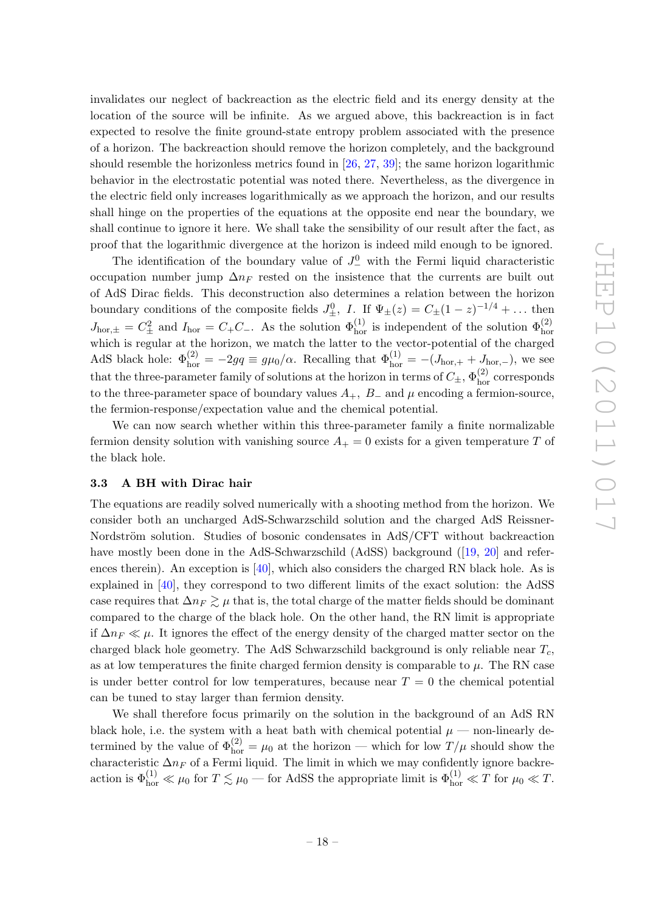invalidates our neglect of backreaction as the electric field and its energy density at the location of the source will be infinite. As we argued above, this backreaction is in fact expected to resolve the finite ground-state entropy problem associated with the presence of a horizon. The backreaction should remove the horizon completely, and the background should resemble the horizonless metrics found in [26, 27, 39]; the same horizon logarithmic behavior in the electrostatic potential was noted there. Nevertheless, as the divergence in the electric field only increases logarithmically as we approach the horizon, and our results shall hinge on the properties of the equations at the opposite end near the boundary, we shall continue to ignore it here. We shall take the sensibility of our result after the fact, as proof that the logarithmic divergence at the horizon is indeed mild enough to be ignored.

The identification of the boundary value of $J^0_-$ with the Fermi liquid characteristic occupation number jump $\Delta n_F$ rested on the insistence that the currents are built out of AdS Dirac fields. This deconstruction also determines a relation between the horizon boundary conditions of the composite fields $J^0_\pm$, $I$. If $\Psi_\pm(z) = C_\pm(1-z)^{-1/4} + \dots$ then $J_{\text{hor},\pm} = C^2_\pm$ and $I_{\text{hor}} = C_+ C_-$. As the solution $\Phi^{(1)}_{\text{hor}}$ is independent of the solution $\Phi^{(2)}_{\text{hor}}$ which is regular at the horizon, we match the latter to the vector-potential of the charged AdS black hole: $\Phi^{(2)}_{\text{hor}} = -2gq \equiv g\mu_0/\alpha$. Recalling that $\Phi^{(1)}_{\text{hor}} = -(J_{\text{hor},+} + J_{\text{hor},-})$, we see that the three-parameter family of solutions at the horizon in terms of $C_\pm$, $\Phi^{(2)}_{\text{hor}}$ corresponds to the three-parameter space of boundary values $A_+$, $B_-$ and $\mu$ encoding a fermion-source, the fermion-response/expectation value and the chemical potential.

We can now search whether within this three-parameter family a finite normalizable fermion density solution with vanishing source $A_+ = 0$ exists for a given temperature $T$ of the black hole.

### 3.3 A BH with Dirac hair

The equations are readily solved numerically with a shooting method from the horizon. We consider both an uncharged AdS-Schwarzschild solution and the charged AdS Reissner-Nordström solution. Studies of bosonic condensates in AdS/CFT without backreaction have mostly been done in the AdS-Schwarzschild (AdSS) background ([19, 20] and references therein). An exception is [40], which also considers the charged RN black hole. As is explained in [40], they correspond to two different limits of the exact solution: the AdSS case requires that $\Delta n_F \gtrsim \mu$ that is, the total charge of the matter fields should be dominant compared to the charge of the black hole. On the other hand, the RN limit is appropriate if $\Delta n_F \ll \mu$. It ignores the effect of the energy density of the charged matter sector on the charged black hole geometry. The AdS Schwarzschild background is only reliable near $T_c$, as at low temperatures the finite charged fermion density is comparable to $\mu$. The RN case is under better control for low temperatures, because near $T = 0$ the chemical potential can be tuned to stay larger than fermion density.

We shall therefore focus primarily on the solution in the background of an AdS RN black hole, i.e. the system with a heat bath with chemical potential $\mu$ — non-linearly determined by the value of $\Phi^{(2)}_{\text{hor}} = \mu_0$ at the horizon — which for low $T/\mu$ should show the characteristic $\Delta n_F$ of a Fermi liquid. The limit in which we may confidently ignore backreaction is $\Phi^{(1)}_{\text{hor}} \ll \mu_0$ for $T \lesssim \mu_0$ — for AdSS the appropriate limit is $\Phi^{(1)}_{\text{hor}} \ll T$ for $\mu_0 \ll T$.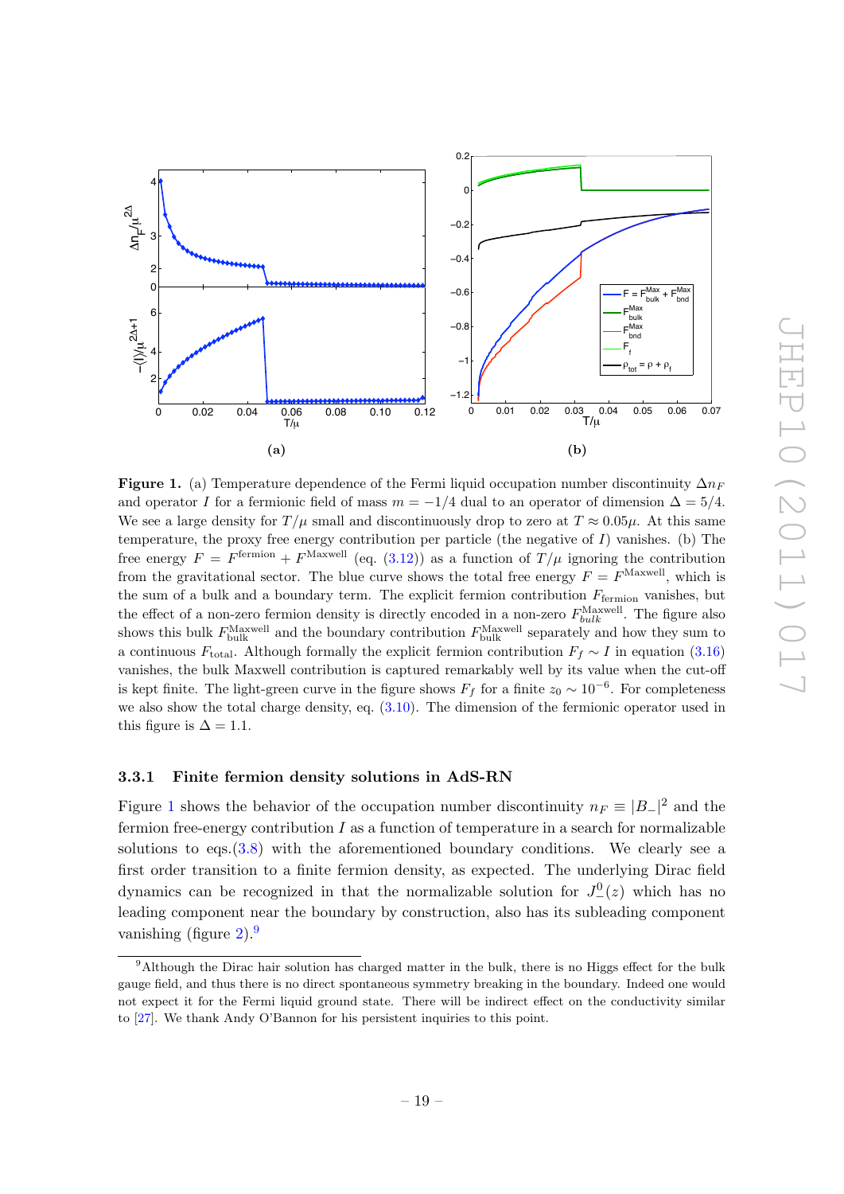**Figure 1.** (a) Temperature dependence of the Fermi liquid occupation number discontinuity $\Delta n_F$ and operator $I$ for a fermionic field of mass $m = -1/4$ dual to an operator of dimension $\Delta = 5/4$. We see a large density for $T/\mu$ small and discontinuously drop to zero at $T \approx 0.05\mu$. At this same temperature, the proxy free energy contribution per particle (the negative of $I$) vanishes. (b) The free energy $F = F^{\text{fermion}} + F^{\text{Maxwell}}$ (eq. (3.12)) as a function of $T/\mu$ ignoring the contribution from the gravitational sector. The blue curve shows the total free energy $F = F^{\text{Maxwell}}$, which is the sum of a bulk and a boundary term. The explicit fermion contribution $F_{\text{fermion}}$ vanishes, but the effect of a non-zero fermion density is directly encoded in a non-zero $F^{\text{Maxwell}}_{bulk}$. The figure also shows this bulk $F^{\text{Maxwell}}_{\text{bulk}}$ and the boundary contribution $F^{\text{Maxwell}}_{\text{bulk}}$ separately and how they sum to a continuous $F_{\text{total}}$. Although formally the explicit fermion contribution $F_f \sim I$ in equation (3.16) vanishes, the bulk Maxwell contribution is captured remarkably well by its value when the cut-off is kept finite. The light-green curve in the figure shows $F_f$ for a finite $z_0 \sim 10^{-6}$. For completeness we also show the total charge density, eq. (3.10). The dimension of the fermionic operator used in this figure is $\Delta = 1.1$.

### 3.3.1 Finite fermion density solutions in AdS-RN

Figure 1 shows the behavior of the occupation number discontinuity $n_F \equiv |B_-|^2$ and the fermion free-energy contribution $I$ as a function of temperature in a search for normalizable solutions to eqs.(3.8) with the aforementioned boundary conditions. We clearly see a first order transition to a finite fermion density, as expected. The underlying Dirac field dynamics can be recognized in that the normalizable solution for $J^0_-(z)$ which has no leading component near the boundary by construction, also has its subleading component vanishing (figure 2).[9]

[9] Although the Dirac hair solution has charged matter in the bulk, there is no Higgs effect for the bulk gauge field, and thus there is no direct spontaneous symmetry breaking in the boundary. Indeed one would not expect it for the Fermi liquid ground state. There will be indirect effect on the conductivity similar to [27]. We thank Andy O'Bannon for his persistent inquiries to this point.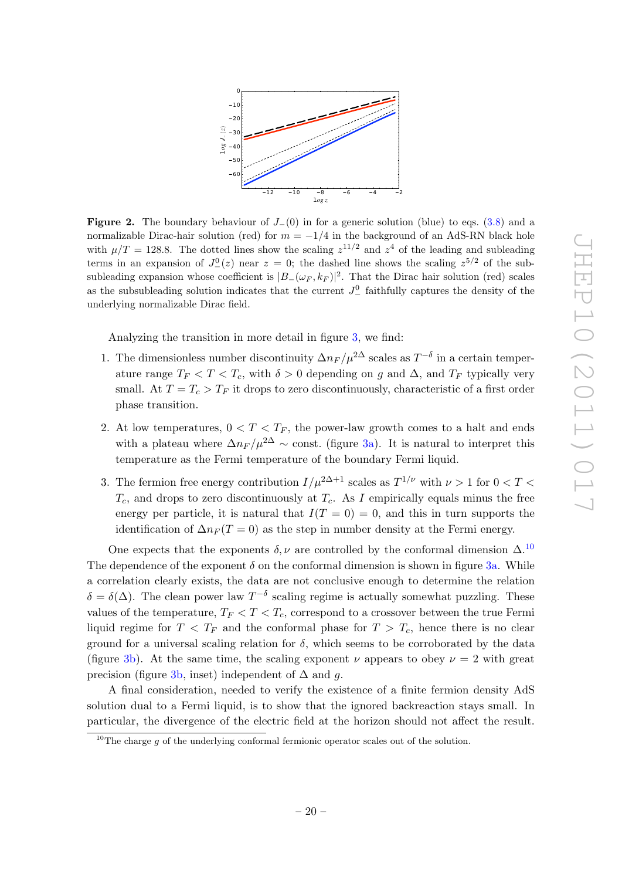**Figure 2.** The boundary behaviour of $J_-(0)$ in for a generic solution (blue) to eqs. (3.8) and a normalizable Dirac-hair solution (red) for $m = -1/4$ in the background of an AdS-RN black hole with $\mu/T = 128.8$. The dotted lines show the scaling $z^{11/2}$ and $z^4$ of the leading and subleading terms in an expansion of $J^0_-(z)$ near $z = 0$; the dashed line shows the scaling $z^{5/2}$ of the sub-subleading expansion whose coefficient is $|B_-(\omega_F, k_F)|^2$. That the Dirac hair solution (red) scales as the subsubleading solution indicates that the current $J^0_-$ faithfully captures the density of the underlying normalizable Dirac field.

Analyzing the transition in more detail in figure 3, we find:

1. The dimensionless number discontinuity $\Delta n_F/\mu^{2\Delta}$ scales as $T^{-\delta}$ in a certain temperature range $T_F < T < T_c$, with $\delta > 0$ depending on $g$ and $\Delta$, and $T_F$ typically very small. At $T = T_c > T_F$ it drops to zero discontinuously, characteristic of a first order phase transition.

2. At low temperatures, $0 < T < T_F$, the power-law growth comes to a halt and ends with a plateau where $\Delta n_F/\mu^{2\Delta} \sim$ const. (figure 3a). It is natural to interpret this temperature as the Fermi temperature of the boundary Fermi liquid.

3. The fermion free energy contribution $I/\mu^{2\Delta+1}$ scales as $T^{1/\nu}$ with $\nu > 1$ for $0 < T < T_c$, and drops to zero discontinuously at $T_c$. As $I$ empirically equals minus the free energy per particle, it is natural that $I(T = 0) = 0$, and this in turn supports the identification of $\Delta n_F(T = 0)$ as the step in number density at the Fermi energy.

One expects that the exponents $\delta, \nu$ are controlled by the conformal dimension $\Delta$.[10] The dependence of the exponent $\delta$ on the conformal dimension is shown in figure 3a. While a correlation clearly exists, the data are not conclusive enough to determine the relation $\delta = \delta(\Delta)$. The clean power law $T^{-\delta}$ scaling regime is actually somewhat puzzling. These values of the temperature, $T_F < T < T_c$, correspond to a crossover between the true Fermi liquid regime for $T < T_F$ and the conformal phase for $T > T_c$, hence there is no clear ground for a universal scaling relation for $\delta$, which seems to be corroborated by the data (figure 3b). At the same time, the scaling exponent $\nu$ appears to obey $\nu = 2$ with great precision (figure 3b, inset) independent of $\Delta$ and $g$.

A final consideration, needed to verify the existence of a finite fermion density AdS solution dual to a Fermi liquid, is to show that the ignored backreaction stays small. In particular, the divergence of the electric field at the horizon should not affect the result.

[10] The charge $g$ of the underlying conformal fermionic operator scales out of the solution.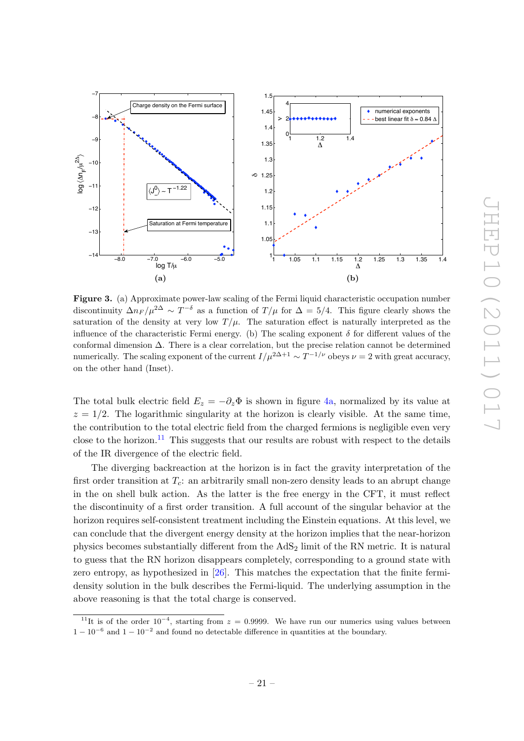**Figure 3.** (a) Approximate power-law scaling of the Fermi liquid characteristic occupation number discontinuity $\Delta n_F/\mu^{2\Delta} \sim T^{-\delta}$ as a function of $T/\mu$ for $\Delta = 5/4$. This figure clearly shows the saturation of the density at very low $T/\mu$. The saturation effect is naturally interpreted as the influence of the characteristic Fermi energy. (b) The scaling exponent $\delta$ for different values of the conformal dimension $\Delta$. There is a clear correlation, but the precise relation cannot be determined numerically. The scaling exponent of the current $I/\mu^{2\Delta+1} \sim T^{-1/\nu}$ obeys $\nu = 2$ with great accuracy, on the other hand (Inset).

The total bulk electric field $E_z = -\partial_z \Phi$ is shown in figure 4a, normalized by its value at $z = 1/2$. The logarithmic singularity at the horizon is clearly visible. At the same time, the contribution to the total electric field from the charged fermions is negligible even very close to the horizon.[11] This suggests that our results are robust with respect to the details of the IR divergence of the electric field.

The diverging backreaction at the horizon is in fact the gravity interpretation of the first order transition at $T_c$: an arbitrarily small non-zero density leads to an abrupt change in the on shell bulk action. As the latter is the free energy in the CFT, it must reflect the discontinuity of a first order transition. A full account of the singular behavior at the horizon requires self-consistent treatment including the Einstein equations. At this level, we can conclude that the divergent energy density at the horizon implies that the near-horizon physics becomes substantially different from the AdS$_2$ limit of the RN metric. It is natural to guess that the RN horizon disappears completely, corresponding to a ground state with zero entropy, as hypothesized in [26]. This matches the expectation that the finite fermi-density solution in the bulk describes the Fermi-liquid. The underlying assumption in the above reasoning is that the total charge is conserved.

[11] It is of the order $10^{-4}$, starting from $z = 0.9999$. We have run our numerics using values between $1 - 10^{-6}$ and $1 - 10^{-2}$ and found no detectable difference in quantities at the boundary.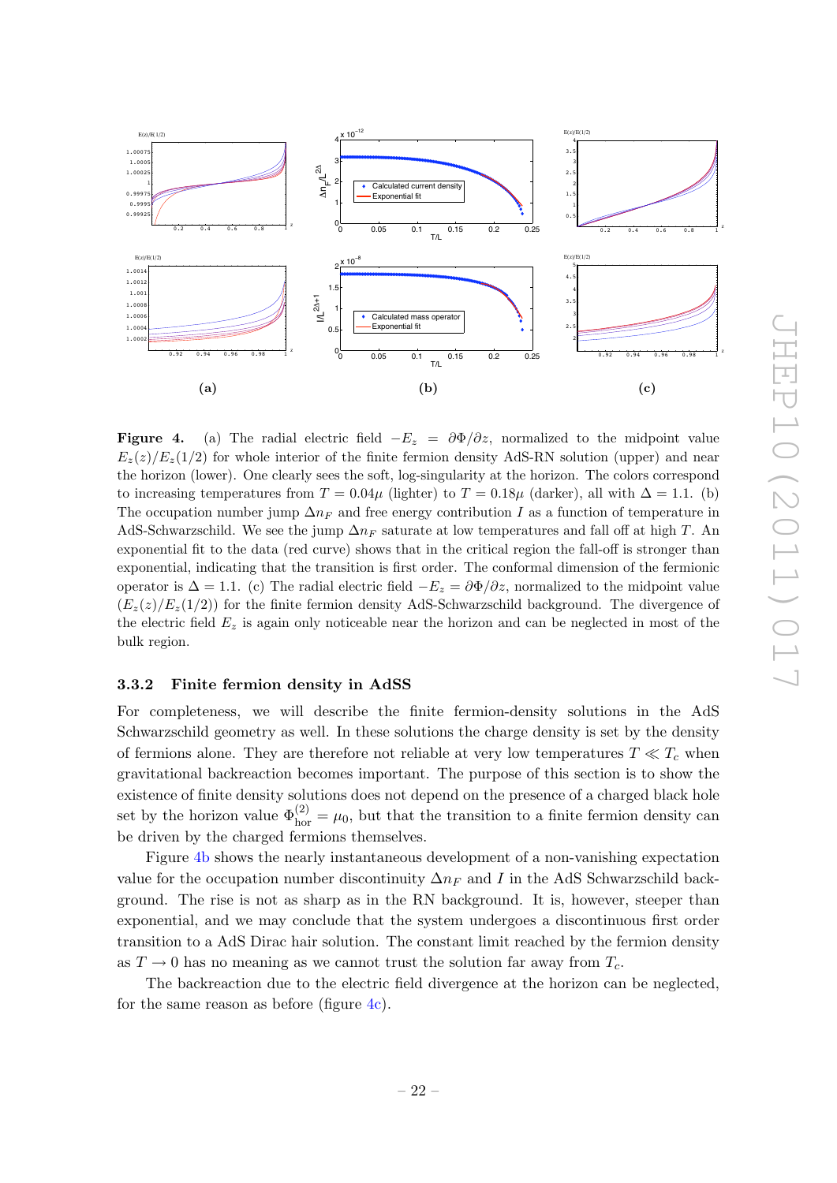**(a)** **(b)** **(c)**

**Figure 4.** (a) The radial electric field $-E_z = \partial\Phi/\partial z$, normalized to the midpoint value $E_z(z)/E_z(1/2)$ for whole interior of the finite fermion density AdS-RN solution (upper) and near the horizon (lower). One clearly sees the soft, log-singularity at the horizon. The colors correspond to increasing temperatures from $T = 0.04\mu$ (lighter) to $T = 0.18\mu$ (darker), all with $\Delta = 1.1$. (b) The occupation number jump $\Delta n_F$ and free energy contribution $I$ as a function of temperature in AdS-Schwarzschild. We see the jump $\Delta n_F$ saturate at low temperatures and fall off at high $T$. An exponential fit to the data (red curve) shows that in the critical region the fall-off is stronger than exponential, indicating that the transition is first order. The conformal dimension of the fermionic operator is $\Delta = 1.1$. (c) The radial electric field $-E_z = \partial\Phi/\partial z$, normalized to the midpoint value $(E_z(z)/E_z(1/2))$ for the finite fermion density AdS-Schwarzschild background. The divergence of the electric field $E_z$ is again only noticeable near the horizon and can be neglected in most of the bulk region.

### 3.3.2 Finite fermion density in AdSS

For completeness, we will describe the finite fermion-density solutions in the AdS Schwarzschild geometry as well. In these solutions the charge density is set by the density of fermions alone. They are therefore not reliable at very low temperatures $T \ll T_c$ when gravitational backreaction becomes important. The purpose of this section is to show the existence of finite density solutions does not depend on the presence of a charged black hole set by the horizon value $\Phi^{(2)}_{\text{hor}} = \mu_0$, but that the transition to a finite fermion density can be driven by the charged fermions themselves.

Figure 4b shows the nearly instantaneous development of a non-vanishing expectation value for the occupation number discontinuity $\Delta n_F$ and $I$ in the AdS Schwarzschild background. The rise is not as sharp as in the RN background. It is, however, steeper than exponential, and we may conclude that the system undergoes a discontinuous first order transition to a AdS Dirac hair solution. The constant limit reached by the fermion density as $T \to 0$ has no meaning as we cannot trust the solution far away from $T_c$.

The backreaction due to the electric field divergence at the horizon can be neglected, for the same reason as before (figure 4c).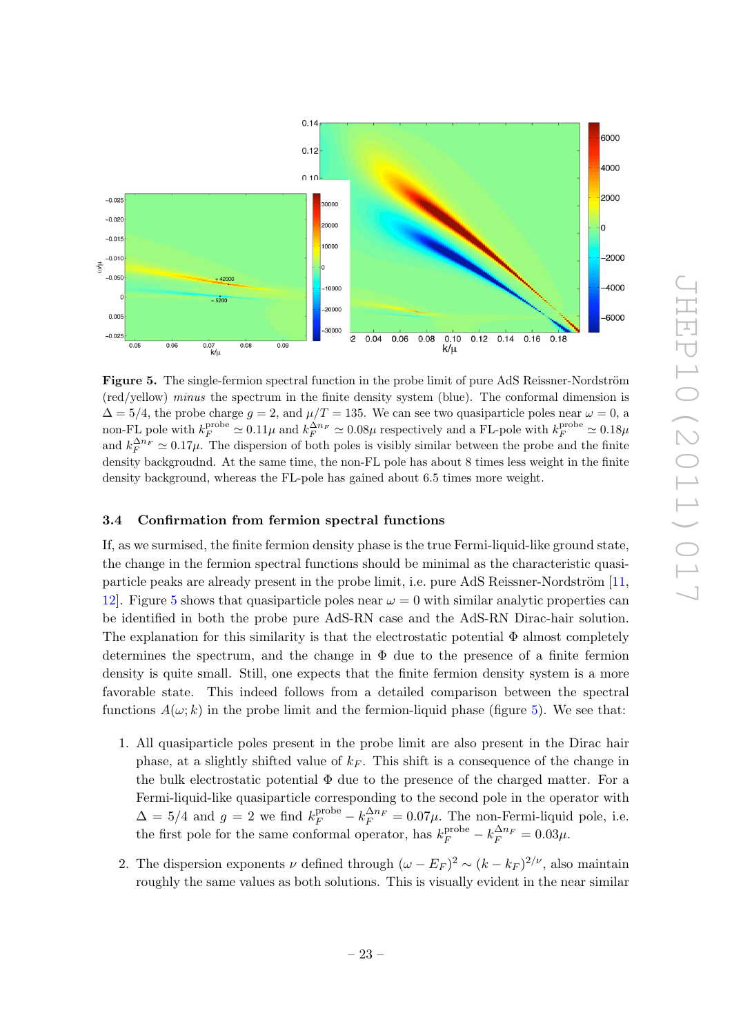**Figure 5.** The single-fermion spectral function in the probe limit of pure AdS Reissner-Nordström (red/yellow) *minus* the spectrum in the finite density system (blue). The conformal dimension is $\Delta = 5/4$, the probe charge $g = 2$, and $\mu/T = 135$. We can see two quasiparticle poles near $\omega = 0$, a non-FL pole with $k_F^{\text{probe}} \simeq 0.11\mu$ and $k_F^{\Delta n_F} \simeq 0.08\mu$ respectively and a FL-pole with $k_F^{\text{probe}} \simeq 0.18\mu$ and $k_F^{\Delta n_F} \simeq 0.17\mu$. The dispersion of both poles is visibly similar between the probe and the finite density backgroudnd. At the same time, the non-FL pole has about 8 times less weight in the finite density background, whereas the FL-pole has gained about 6.5 times more weight.

### 3.4 Confirmation from fermion spectral functions

If, as we surmised, the finite fermion density phase is the true Fermi-liquid-like ground state, the change in the fermion spectral functions should be minimal as the characteristic quasiparticle peaks are already present in the probe limit, i.e. pure AdS Reissner-Nordström [11, 12]. Figure 5 shows that quasiparticle poles near $\omega = 0$ with similar analytic properties can be identified in both the probe pure AdS-RN case and the AdS-RN Dirac-hair solution. The explanation for this similarity is that the electrostatic potential $\Phi$ almost completely determines the spectrum, and the change in $\Phi$ due to the presence of a finite fermion density is quite small. Still, one expects that the finite fermion density system is a more favorable state. This indeed follows from a detailed comparison between the spectral functions $A(\omega; k)$ in the probe limit and the fermion-liquid phase (figure 5). We see that:

1. All quasiparticle poles present in the probe limit are also present in the Dirac hair phase, at a slightly shifted value of $k_F$. This shift is a consequence of the change in the bulk electrostatic potential $\Phi$ due to the presence of the charged matter. For a Fermi-liquid-like quasiparticle corresponding to the second pole in the operator with $\Delta = 5/4$ and $g = 2$ we find $k_F^{\text{probe}} - k_F^{\Delta n_F} = 0.07\mu$. The non-Fermi-liquid pole, i.e. the first pole for the same conformal operator, has $k_F^{\text{probe}} - k_F^{\Delta n_F} = 0.03\mu$.

2. The dispersion exponents $\nu$ defined through $(\omega - E_F)^2 \sim (k - k_F)^{2/\nu}$, also maintain roughly the same values as both solutions. This is visually evident in the near similar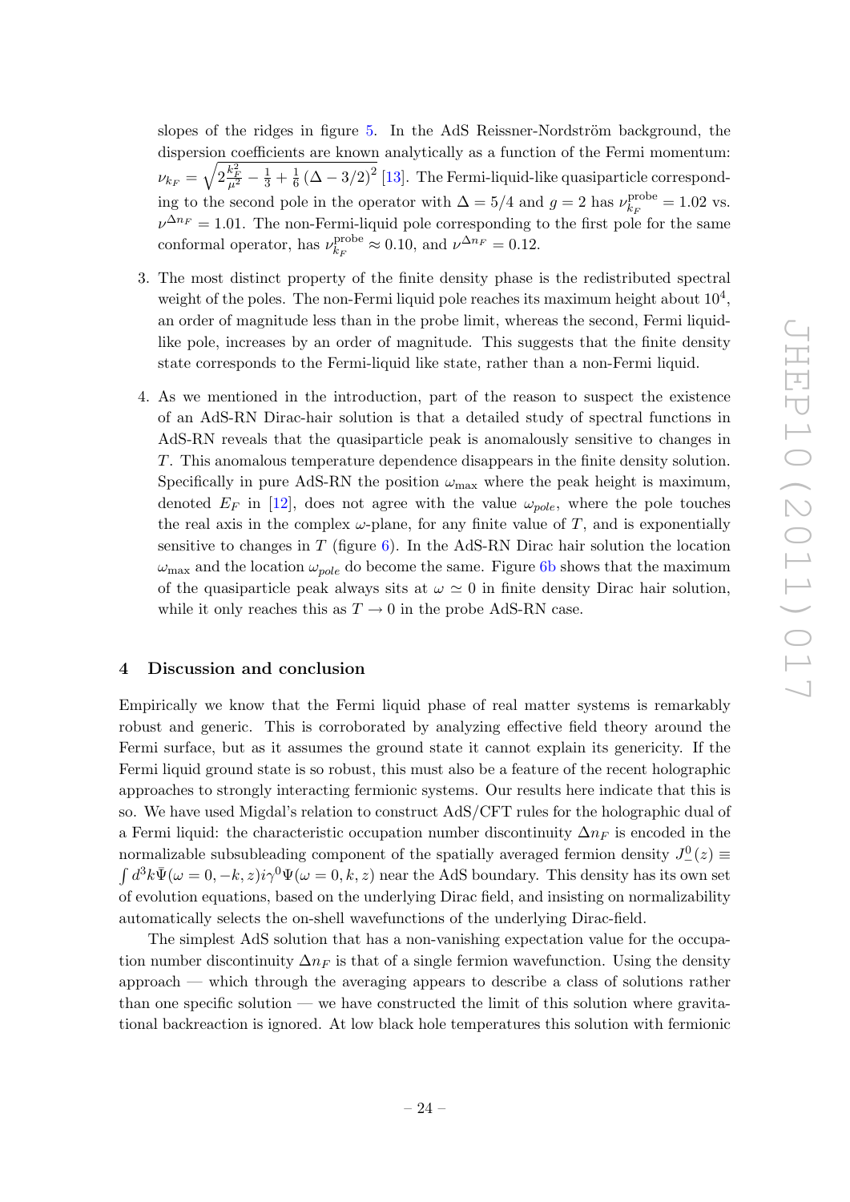slopes of the ridges in figure 5. In the AdS Reissner-Nordström background, the dispersion coefficients are known analytically as a function of the Fermi momentum: $\nu_{k_F} = \sqrt{2\frac{k_F^2}{\mu^2} - \frac{1}{3} + \frac{1}{6}\left(\Delta - 3/2\right)^2}$ [13]. The Fermi-liquid-like quasiparticle corresponding to the second pole in the operator with $\Delta = 5/4$ and $g = 2$ has $\nu_{k_F}^{\text{probe}} = 1.02$ vs. $\nu^{\Delta n_F} = 1.01$. The non-Fermi-liquid pole corresponding to the first pole for the same conformal operator, has $\nu_{k_F}^{\text{probe}} \approx 0.10$, and $\nu^{\Delta n_F} = 0.12$.

3. The most distinct property of the finite density phase is the redistributed spectral weight of the poles. The non-Fermi liquid pole reaches its maximum height about $10^4$, an order of magnitude less than in the probe limit, whereas the second, Fermi liquid-like pole, increases by an order of magnitude. This suggests that the finite density state corresponds to the Fermi-liquid like state, rather than a non-Fermi liquid.

4. As we mentioned in the introduction, part of the reason to suspect the existence of an AdS-RN Dirac-hair solution is that a detailed study of spectral functions in AdS-RN reveals that the quasiparticle peak is anomalously sensitive to changes in $T$. This anomalous temperature dependence disappears in the finite density solution. Specifically in pure AdS-RN the position $\omega_{\max}$ where the peak height is maximum, denoted $E_F$ in [12], does not agree with the value $\omega_{pole}$, where the pole touches the real axis in the complex $\omega$-plane, for any finite value of $T$, and is exponentially sensitive to changes in $T$ (figure 6). In the AdS-RN Dirac hair solution the location $\omega_{\max}$ and the location $\omega_{pole}$ do become the same. Figure 6b shows that the maximum of the quasiparticle peak always sits at $\omega \simeq 0$ in finite density Dirac hair solution, while it only reaches this as $T \to 0$ in the probe AdS-RN case.

## 4 Discussion and conclusion

Empirically we know that the Fermi liquid phase of real matter systems is remarkably robust and generic. This is corroborated by analyzing effective field theory around the Fermi surface, but as it assumes the ground state it cannot explain its genericity. If the Fermi liquid ground state is so robust, this must also be a feature of the recent holographic approaches to strongly interacting fermionic systems. Our results here indicate that this is so. We have used Migdal's relation to construct AdS/CFT rules for the holographic dual of a Fermi liquid: the characteristic occupation number discontinuity $\Delta n_F$ is encoded in the normalizable subsubleading component of the spatially averaged fermion density $J^0_{-}(z) \equiv \int d^3k \bar{\Psi}(\omega = 0, -k, z) i\gamma^0 \Psi(\omega = 0, k, z)$ near the AdS boundary. This density has its own set of evolution equations, based on the underlying Dirac field, and insisting on normalizability automatically selects the on-shell wavefunctions of the underlying Dirac-field.

The simplest AdS solution that has a non-vanishing expectation value for the occupation number discontinuity $\Delta n_F$ is that of a single fermion wavefunction. Using the density approach — which through the averaging appears to describe a class of solutions rather than one specific solution — we have constructed the limit of this solution where gravitational backreaction is ignored. At low black hole temperatures this solution with fermionic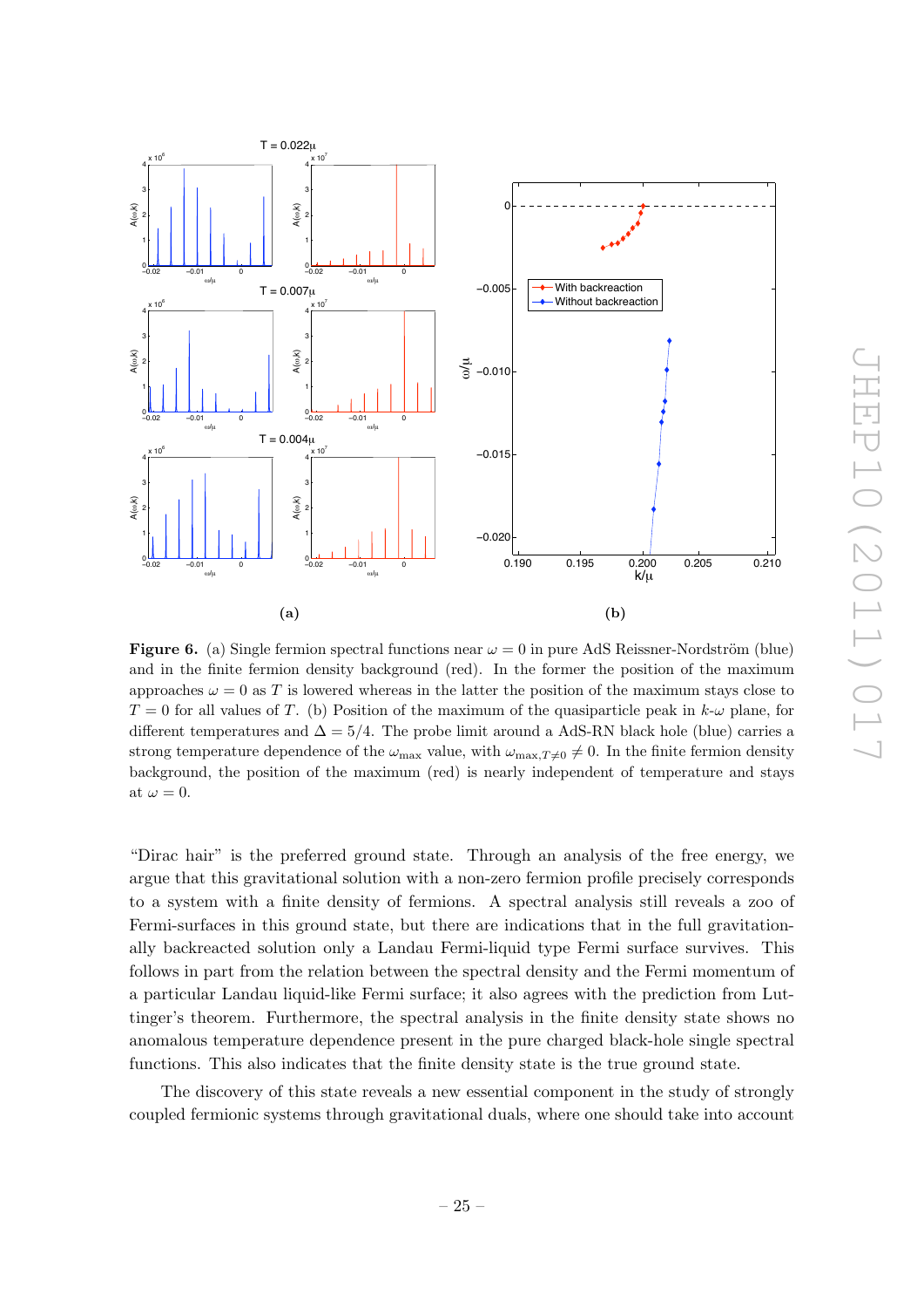**(a)** **(b)**

**Figure 6.** (a) Single fermion spectral functions near $\omega = 0$ in pure AdS Reissner-Nordström (blue) and in the finite fermion density background (red). In the former the position of the maximum approaches $\omega = 0$ as $T$ is lowered whereas in the latter the position of the maximum stays close to $T = 0$ for all values of $T$. (b) Position of the maximum of the quasiparticle peak in $k$-$\omega$ plane, for different temperatures and $\Delta = 5/4$. The probe limit around a AdS-RN black hole (blue) carries a strong temperature dependence of the $\omega_{\max}$ value, with $\omega_{\max,T\neq 0} \neq 0$. In the finite fermion density background, the position of the maximum (red) is nearly independent of temperature and stays at $\omega = 0$.

"Dirac hair" is the preferred ground state. Through an analysis of the free energy, we argue that this gravitational solution with a non-zero fermion profile precisely corresponds to a system with a finite density of fermions. A spectral analysis still reveals a zoo of Fermi-surfaces in this ground state, but there are indications that in the full gravitationally backreacted solution only a Landau Fermi-liquid type Fermi surface survives. This follows in part from the relation between the spectral density and the Fermi momentum of a particular Landau liquid-like Fermi surface; it also agrees with the prediction from Luttinger's theorem. Furthermore, the spectral analysis in the finite density state shows no anomalous temperature dependence present in the pure charged black-hole single spectral functions. This also indicates that the finite density state is the true ground state.

The discovery of this state reveals a new essential component in the study of strongly coupled fermionic systems through gravitational duals, where one should take into account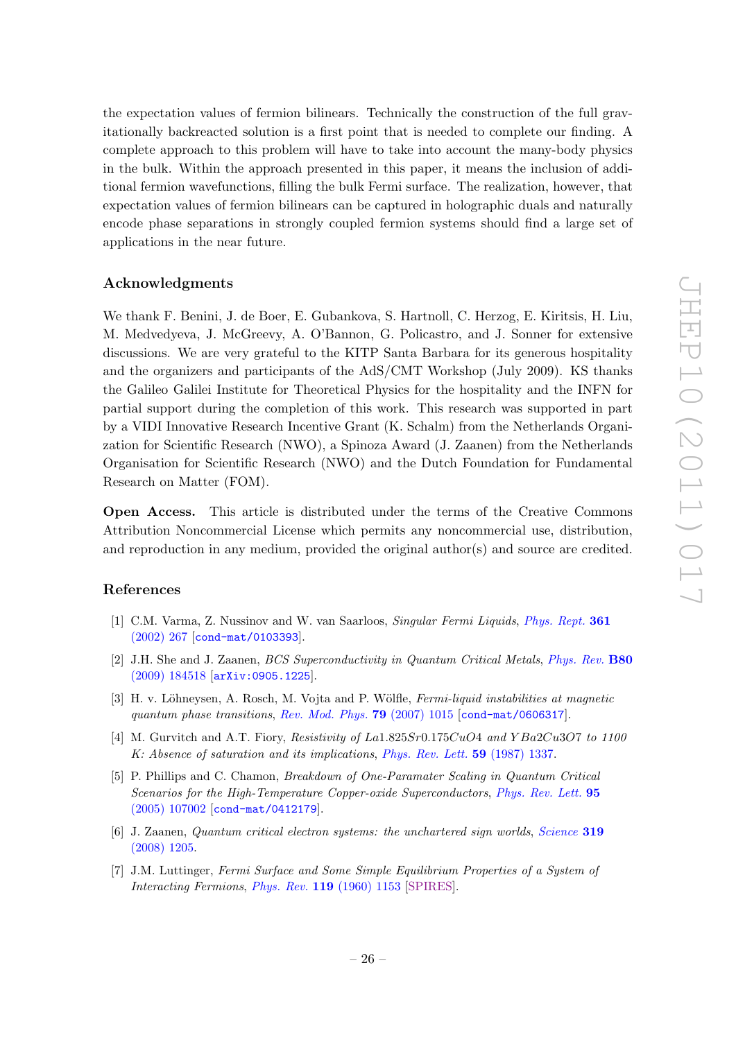the expectation values of fermion bilinears. Technically the construction of the full gravitationally backreacted solution is a first point that is needed to complete our finding. A complete approach to this problem will have to take into account the many-body physics in the bulk. Within the approach presented in this paper, it means the inclusion of additional fermion wavefunctions, filling the bulk Fermi surface. The realization, however, that expectation values of fermion bilinears can be captured in holographic duals and naturally encode phase separations in strongly coupled fermion systems should find a large set of applications in the near future.

## Acknowledgments

We thank F. Benini, J. de Boer, E. Gubankova, S. Hartnoll, C. Herzog, E. Kiritsis, H. Liu, M. Medvedyeva, J. McGreevy, A. O'Bannon, G. Policastro, and J. Sonner for extensive discussions. We are very grateful to the KITP Santa Barbara for its generous hospitality and the organizers and participants of the AdS/CMT Workshop (July 2009). KS thanks the Galileo Galilei Institute for Theoretical Physics for the hospitality and the INFN for partial support during the completion of this work. This research was supported in part by a VIDI Innovative Research Incentive Grant (K. Schalm) from the Netherlands Organization for Scientific Research (NWO), a Spinoza Award (J. Zaanen) from the Netherlands Organisation for Scientific Research (NWO) and the Dutch Foundation for Fundamental Research on Matter (FOM).

**Open Access.** This article is distributed under the terms of the Creative Commons Attribution Noncommercial License which permits any noncommercial use, distribution, and reproduction in any medium, provided the original author(s) and source are credited.

## References

[1] C.M. Varma, Z. Nussinov and W. van Saarloos, *Singular Fermi Liquids*, Phys. Rept. **361** (2002) 267 [cond-mat/0103393].

[2] J.H. She and J. Zaanen, *BCS Superconductivity in Quantum Critical Metals*, Phys. Rev. **B80** (2009) 184518 [arXiv:0905.1225].

[3] H. v. Löhneysen, A. Rosch, M. Vojta and P. Wölfle, *Fermi-liquid instabilities at magnetic quantum phase transitions*, Rev. Mod. Phys. **79** (2007) 1015 [cond-mat/0606317].

[4] M. Gurvitch and A.T. Fiory, *Resistivity of La1.825Sr0.175CuO4 and YBa2Cu3O7 to 1100 K: Absence of saturation and its implications*, Phys. Rev. Lett. **59** (1987) 1337.

[5] P. Phillips and C. Chamon, *Breakdown of One-Paramater Scaling in Quantum Critical Scenarios for the High-Temperature Copper-oxide Superconductors*, Phys. Rev. Lett. **95** (2005) 107002 [cond-mat/0412179].

[6] J. Zaanen, *Quantum critical electron systems: the unchartered sign worlds*, Science **319** (2008) 1205.

[7] J.M. Luttinger, *Fermi Surface and Some Simple Equilibrium Properties of a System of Interacting Fermions*, Phys. Rev. **119** (1960) 1153 [SPIRES].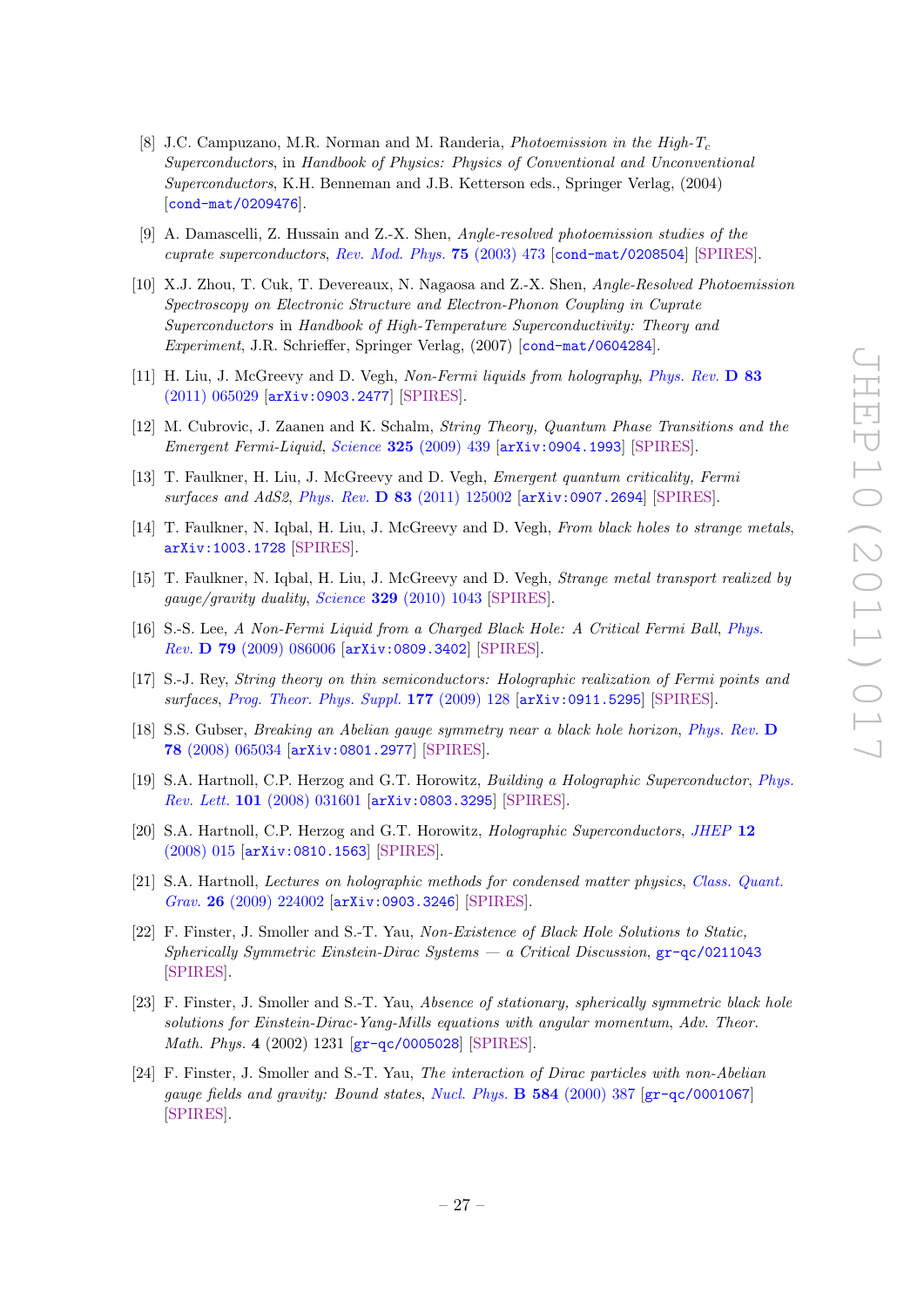- [8] J.C. Campuzano, M.R. Norman and M. Randeria, *Photoemission in the High-$T_c$ Superconductors*, in *Handbook of Physics: Physics of Conventional and Unconventional Superconductors*, K.H. Benneman and J.B. Ketterson eds., Springer Verlag, (2004) [cond-mat/0209476].
- [9] A. Damascelli, Z. Hussain and Z.-X. Shen, *Angle-resolved photoemission studies of the cuprate superconductors*, Rev. Mod. Phys. **75** (2003) 473 [cond-mat/0208504] [SPIRES].
- [10] X.J. Zhou, T. Cuk, T. Devereaux, N. Nagaosa and Z.-X. Shen, *Angle-Resolved Photoemission Spectroscopy on Electronic Structure and Electron-Phonon Coupling in Cuprate Superconductors* in *Handbook of High-Temperature Superconductivity: Theory and Experiment*, J.R. Schrieffer, Springer Verlag, (2007) [cond-mat/0604284].
- [11] H. Liu, J. McGreevy and D. Vegh, *Non-Fermi liquids from holography*, Phys. Rev. **D 83** (2011) 065029 [arXiv:0903.2477] [SPIRES].
- [12] M. Cubrovic, J. Zaanen and K. Schalm, *String Theory, Quantum Phase Transitions and the Emergent Fermi-Liquid*, Science **325** (2009) 439 [arXiv:0904.1993] [SPIRES].
- [13] T. Faulkner, H. Liu, J. McGreevy and D. Vegh, *Emergent quantum criticality, Fermi surfaces and AdS2*, Phys. Rev. **D 83** (2011) 125002 [arXiv:0907.2694] [SPIRES].
- [14] T. Faulkner, N. Iqbal, H. Liu, J. McGreevy and D. Vegh, *From black holes to strange metals*, arXiv:1003.1728 [SPIRES].
- [15] T. Faulkner, N. Iqbal, H. Liu, J. McGreevy and D. Vegh, *Strange metal transport realized by gauge/gravity duality*, Science **329** (2010) 1043 [SPIRES].
- [16] S.-S. Lee, *A Non-Fermi Liquid from a Charged Black Hole: A Critical Fermi Ball*, Phys. Rev. **D 79** (2009) 086006 [arXiv:0809.3402] [SPIRES].
- [17] S.-J. Rey, *String theory on thin semiconductors: Holographic realization of Fermi points and surfaces*, Prog. Theor. Phys. Suppl. **177** (2009) 128 [arXiv:0911.5295] [SPIRES].
- [18] S.S. Gubser, *Breaking an Abelian gauge symmetry near a black hole horizon*, Phys. Rev. **D 78** (2008) 065034 [arXiv:0801.2977] [SPIRES].
- [19] S.A. Hartnoll, C.P. Herzog and G.T. Horowitz, *Building a Holographic Superconductor*, Phys. Rev. Lett. **101** (2008) 031601 [arXiv:0803.3295] [SPIRES].
- [20] S.A. Hartnoll, C.P. Herzog and G.T. Horowitz, *Holographic Superconductors*, JHEP **12** (2008) 015 [arXiv:0810.1563] [SPIRES].
- [21] S.A. Hartnoll, *Lectures on holographic methods for condensed matter physics*, Class. Quant. Grav. **26** (2009) 224002 [arXiv:0903.3246] [SPIRES].
- [22] F. Finster, J. Smoller and S.-T. Yau, *Non-Existence of Black Hole Solutions to Static, Spherically Symmetric Einstein-Dirac Systems — a Critical Discussion*, gr-qc/0211043 [SPIRES].
- [23] F. Finster, J. Smoller and S.-T. Yau, *Absence of stationary, spherically symmetric black hole solutions for Einstein-Dirac-Yang-Mills equations with angular momentum*, Adv. Theor. Math. Phys. **4** (2002) 1231 [gr-qc/0005028] [SPIRES].
- [24] F. Finster, J. Smoller and S.-T. Yau, *The interaction of Dirac particles with non-Abelian gauge fields and gravity: Bound states*, Nucl. Phys. **B 584** (2000) 387 [gr-qc/0001067] [SPIRES].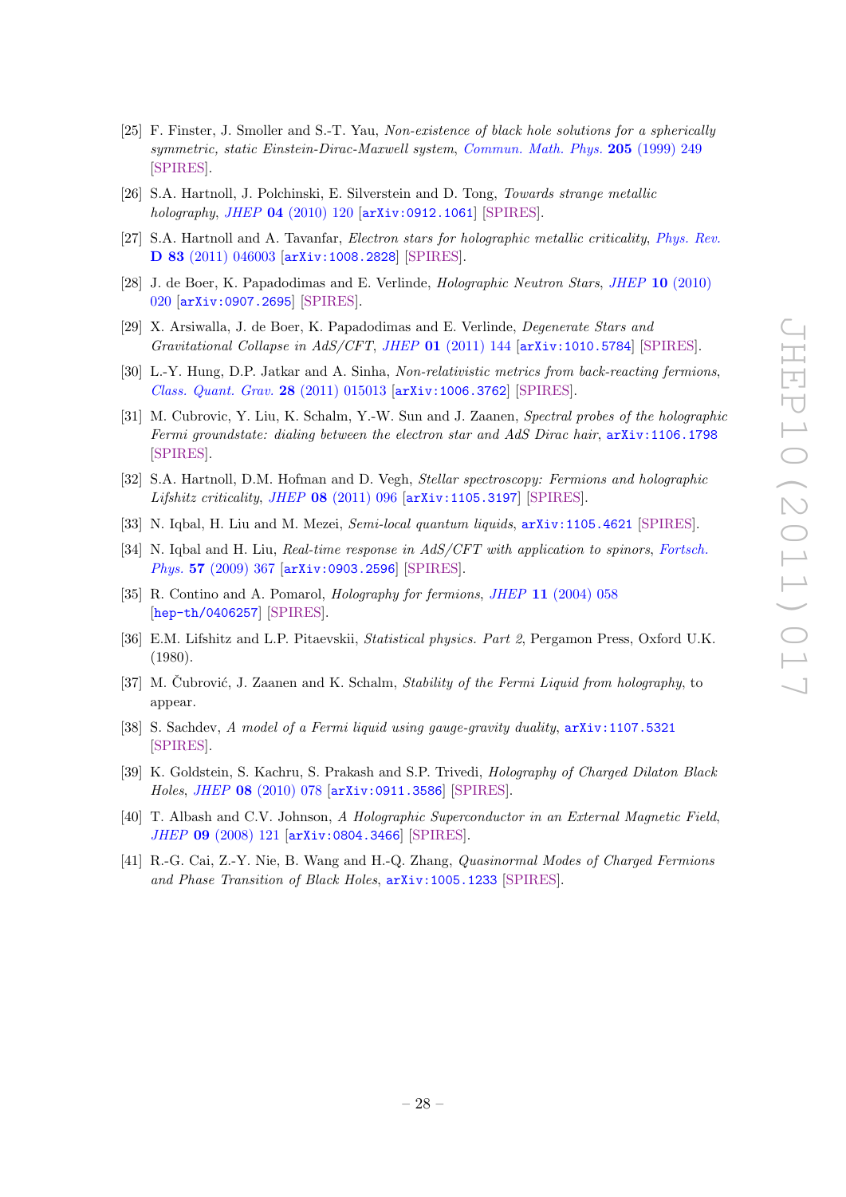[25] F. Finster, J. Smoller and S.-T. Yau, *Non-existence of black hole solutions for a spherically symmetric, static Einstein-Dirac-Maxwell system*, Commun. Math. Phys. **205** (1999) 249 [SPIRES].

[26] S.A. Hartnoll, J. Polchinski, E. Silverstein and D. Tong, *Towards strange metallic holography*, JHEP **04** (2010) 120 [arXiv:0912.1061] [SPIRES].

[27] S.A. Hartnoll and A. Tavanfar, *Electron stars for holographic metallic criticality*, Phys. Rev. **D 83** (2011) 046003 [arXiv:1008.2828] [SPIRES].

[28] J. de Boer, K. Papadodimas and E. Verlinde, *Holographic Neutron Stars*, JHEP **10** (2010) 020 [arXiv:0907.2695] [SPIRES].

[29] X. Arsiwalla, J. de Boer, K. Papadodimas and E. Verlinde, *Degenerate Stars and Gravitational Collapse in AdS/CFT*, JHEP **01** (2011) 144 [arXiv:1010.5784] [SPIRES].

[30] L.-Y. Hung, D.P. Jatkar and A. Sinha, *Non-relativistic metrics from back-reacting fermions*, Class. Quant. Grav. **28** (2011) 015013 [arXiv:1006.3762] [SPIRES].

[31] M. Cubrovic, Y. Liu, K. Schalm, Y.-W. Sun and J. Zaanen, *Spectral probes of the holographic Fermi groundstate: dialing between the electron star and AdS Dirac hair*, arXiv:1106.1798 [SPIRES].

[32] S.A. Hartnoll, D.M. Hofman and D. Vegh, *Stellar spectroscopy: Fermions and holographic Lifshitz criticality*, JHEP **08** (2011) 096 [arXiv:1105.3197] [SPIRES].

[33] N. Iqbal, H. Liu and M. Mezei, *Semi-local quantum liquids*, arXiv:1105.4621 [SPIRES].

[34] N. Iqbal and H. Liu, *Real-time response in AdS/CFT with application to spinors*, Fortsch. Phys. **57** (2009) 367 [arXiv:0903.2596] [SPIRES].

[35] R. Contino and A. Pomarol, *Holography for fermions*, JHEP **11** (2004) 058 [hep-th/0406257] [SPIRES].

[36] E.M. Lifshitz and L.P. Pitaevskii, *Statistical physics. Part 2*, Pergamon Press, Oxford U.K. (1980).

[37] M. Čubrović, J. Zaanen and K. Schalm, *Stability of the Fermi Liquid from holography*, to appear.

[38] S. Sachdev, *A model of a Fermi liquid using gauge-gravity duality*, arXiv:1107.5321 [SPIRES].

[39] K. Goldstein, S. Kachru, S. Prakash and S.P. Trivedi, *Holography of Charged Dilaton Black Holes*, JHEP **08** (2010) 078 [arXiv:0911.3586] [SPIRES].

[40] T. Albash and C.V. Johnson, *A Holographic Superconductor in an External Magnetic Field*, JHEP **09** (2008) 121 [arXiv:0804.3466] [SPIRES].

[41] R.-G. Cai, Z.-Y. Nie, B. Wang and H.-Q. Zhang, *Quasinormal Modes of Charged Fermions and Phase Transition of Black Holes*, arXiv:1005.1233 [SPIRES].